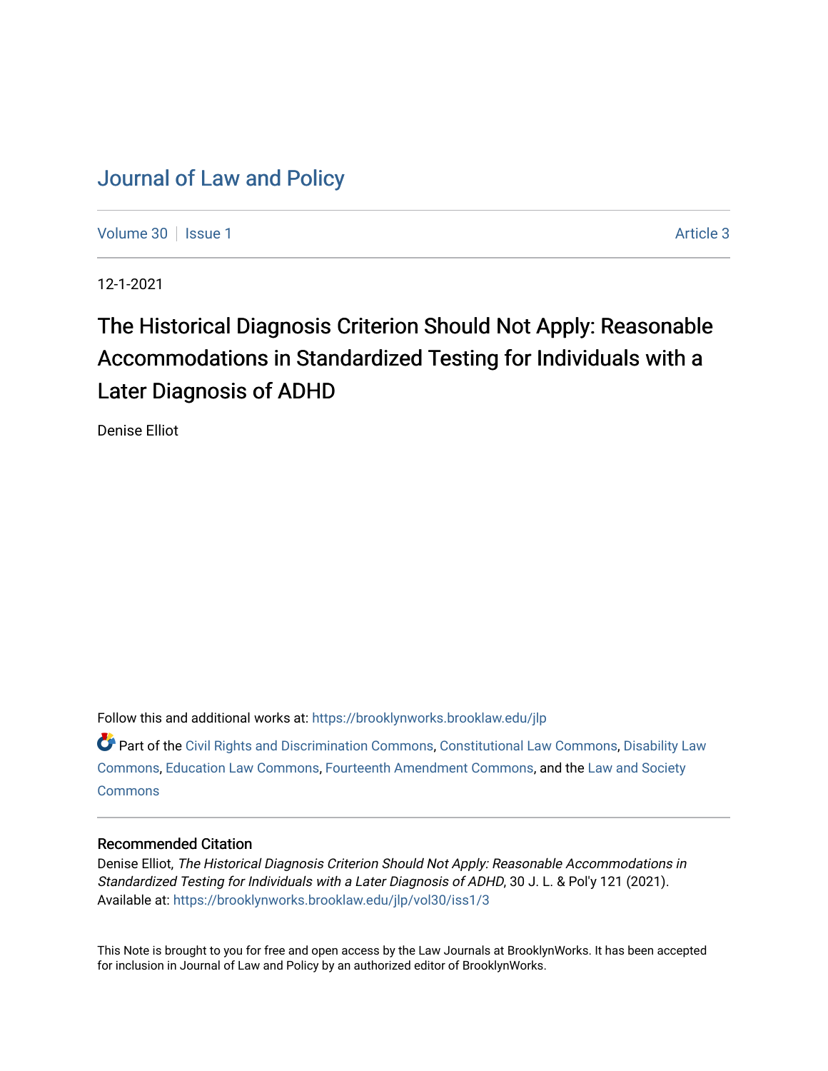# Journal of Law and Policy

Volume 30 | Issue 1 | Article 3

12-1-2021

## The Historical Diagnosis Criterion Should Not Apply: Reasonable Accommodations in Standardized Testing for Individuals with a Later Diagnosis of ADHD

Denise Elliot

Follow this and additional works at: https://brooklynworks.brooklaw.edu/jlp

Part of the Civil Rights and Discrimination Commons, Constitutional Law Commons, Disability Law Commons, Education Law Commons, Fourteenth Amendment Commons, and the Law and Society Commons

### Recommended Citation

Denise Elliot, *The Historical Diagnosis Criterion Should Not Apply: Reasonable Accommodations in Standardized Testing for Individuals with a Later Diagnosis of ADHD*, 30 J. L. & Pol'y 121 (2021).
Available at: https://brooklynworks.brooklaw.edu/jlp/vol30/iss1/3

This Note is brought to you for free and open access by the Law Journals at BrooklynWorks. It has been accepted for inclusion in Journal of Law and Policy by an authorized editor of BrooklynWorks.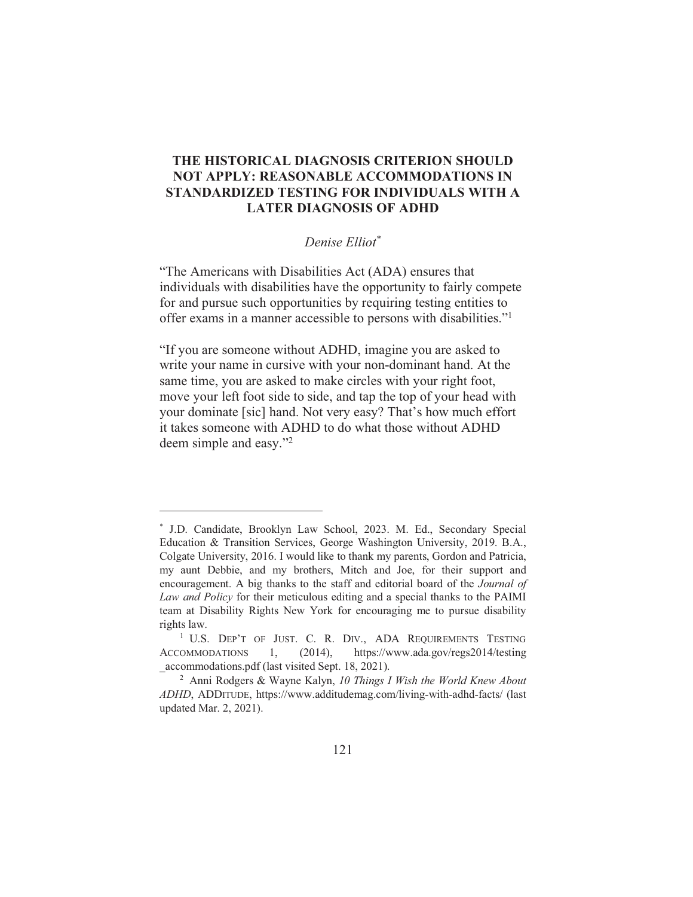# THE HISTORICAL DIAGNOSIS CRITERION SHOULD NOT APPLY: REASONABLE ACCOMMODATIONS IN STANDARDIZED TESTING FOR INDIVIDUALS WITH A LATER DIAGNOSIS OF ADHD

*Denise Elliot*[*]

> "The Americans with Disabilities Act (ADA) ensures that individuals with disabilities have the opportunity to fairly compete for and pursue such opportunities by requiring testing entities to offer exams in a manner accessible to persons with disabilities."[1]

> "If you are someone without ADHD, imagine you are asked to write your name in cursive with your non-dominant hand. At the same time, you are asked to make circles with your right foot, move your left foot side to side, and tap the top of your head with your dominate [sic] hand. Not very easy? That's how much effort it takes someone with ADHD to do what those without ADHD deem simple and easy."[2]

---

[*] J.D. Candidate, Brooklyn Law School, 2023. M. Ed., Secondary Special Education & Transition Services, George Washington University, 2019. B.A., Colgate University, 2016. I would like to thank my parents, Gordon and Patricia, my aunt Debbie, and my brothers, Mitch and Joe, for their support and encouragement. A big thanks to the staff and editorial board of the *Journal of Law and Policy* for their meticulous editing and a special thanks to the PAIMI team at Disability Rights New York for encouraging me to pursue disability rights law.

[1] U.S. DEP'T OF JUST. C. R. DIV., ADA REQUIREMENTS TESTING ACCOMMODATIONS 1, (2014), https://www.ada.gov/regs2014/testing_accommodations.pdf (last visited Sept. 18, 2021).

[2] Anni Rodgers & Wayne Kalyn, *10 Things I Wish the World Knew About ADHD*, ADDITUDE, https://www.additudemag.com/living-with-adhd-facts/ (last updated Mar. 2, 2021).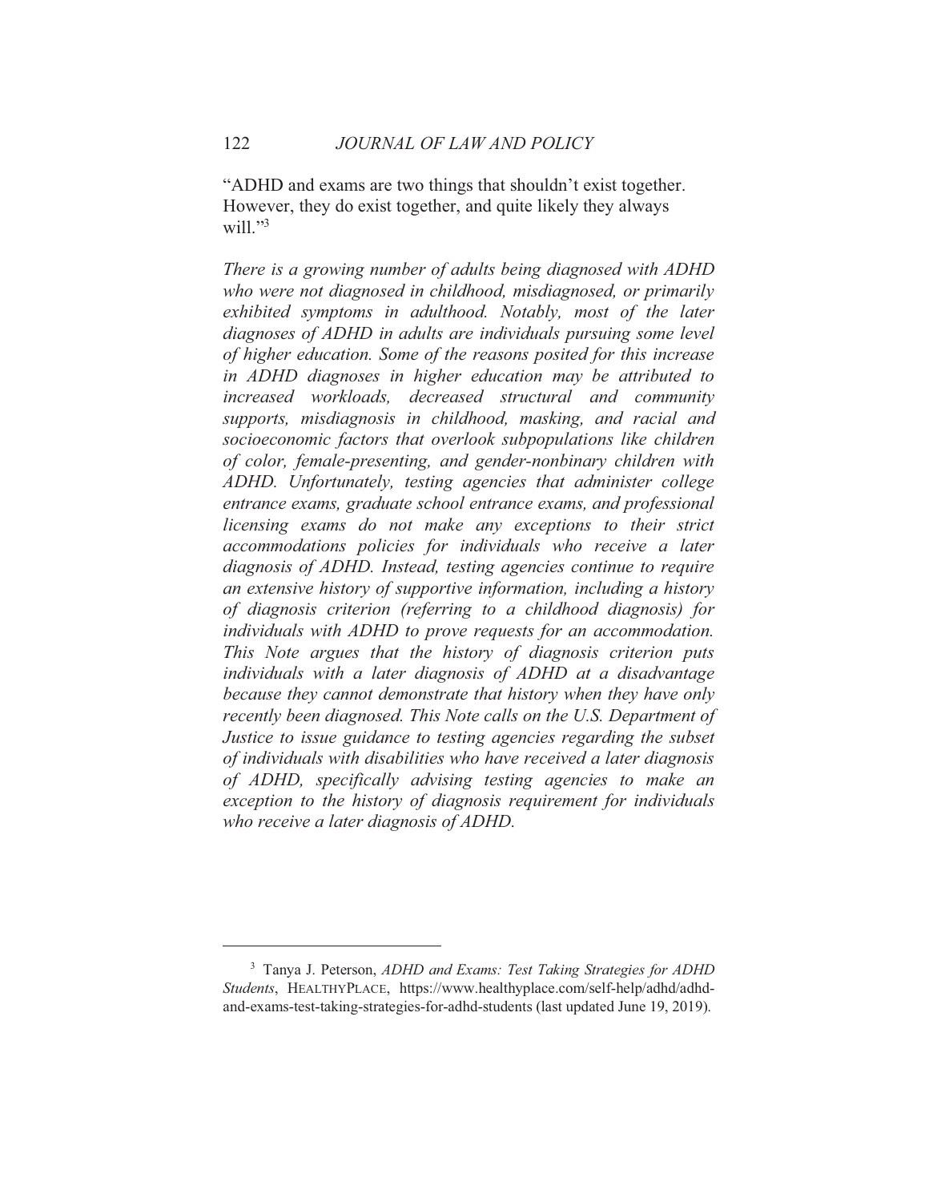"ADHD and exams are two things that shouldn't exist together. However, they do exist together, and quite likely they always will."[3]

*There is a growing number of adults being diagnosed with ADHD who were not diagnosed in childhood, misdiagnosed, or primarily exhibited symptoms in adulthood. Notably, most of the later diagnoses of ADHD in adults are individuals pursuing some level of higher education. Some of the reasons posited for this increase in ADHD diagnoses in higher education may be attributed to increased workloads, decreased structural and community supports, misdiagnosis in childhood, masking, and racial and socioeconomic factors that overlook subpopulations like children of color, female-presenting, and gender-nonbinary children with ADHD. Unfortunately, testing agencies that administer college entrance exams, graduate school entrance exams, and professional licensing exams do not make any exceptions to their strict accommodations policies for individuals who receive a later diagnosis of ADHD. Instead, testing agencies continue to require an extensive history of supportive information, including a history of diagnosis criterion (referring to a childhood diagnosis) for individuals with ADHD to prove requests for an accommodation. This Note argues that the history of diagnosis criterion puts individuals with a later diagnosis of ADHD at a disadvantage because they cannot demonstrate that history when they have only recently been diagnosed. This Note calls on the U.S. Department of Justice to issue guidance to testing agencies regarding the subset of individuals with disabilities who have received a later diagnosis of ADHD, specifically advising testing agencies to make an exception to the history of diagnosis requirement for individuals who receive a later diagnosis of ADHD.*

---

[3] Tanya J. Peterson, *ADHD and Exams: Test Taking Strategies for ADHD Students*, HEALTHYPLACE, https://www.healthyplace.com/self-help/adhd/adhd-and-exams-test-taking-strategies-for-adhd-students (last updated June 19, 2019).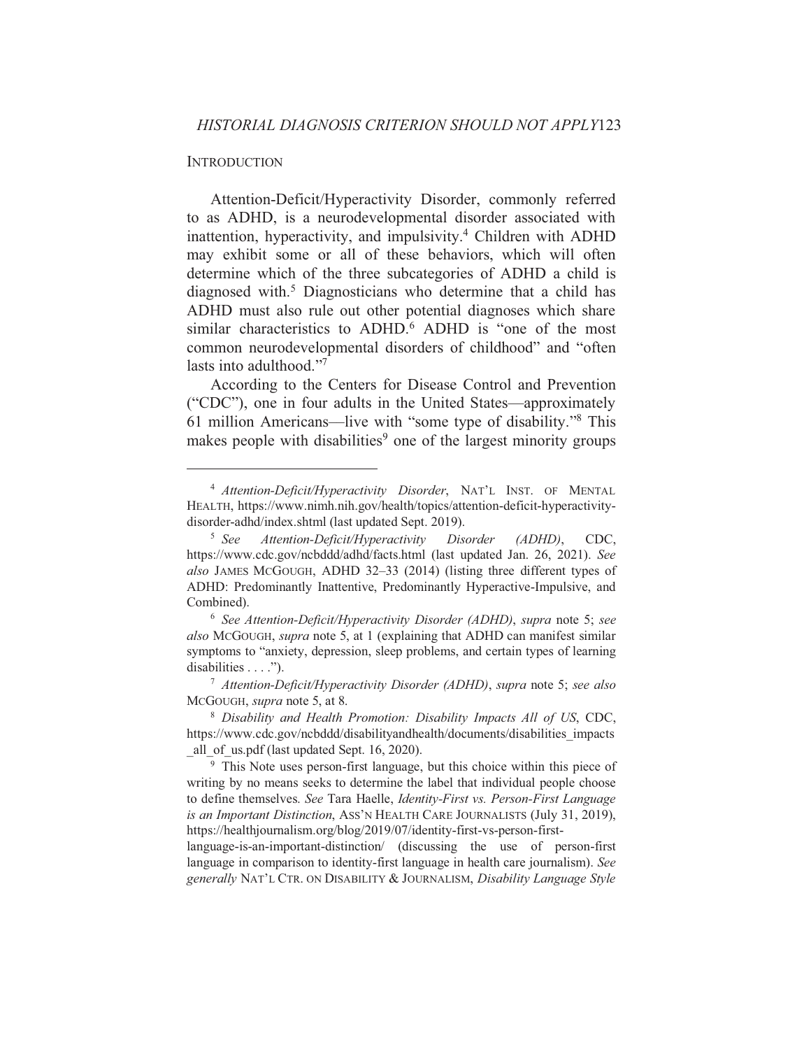## INTRODUCTION

Attention-Deficit/Hyperactivity Disorder, commonly referred to as ADHD, is a neurodevelopmental disorder associated with inattention, hyperactivity, and impulsivity.[4] Children with ADHD may exhibit some or all of these behaviors, which will often determine which of the three subcategories of ADHD a child is diagnosed with.[5] Diagnosticians who determine that a child has ADHD must also rule out other potential diagnoses which share similar characteristics to ADHD.[6] ADHD is "one of the most common neurodevelopmental disorders of childhood" and "often lasts into adulthood."[7]

According to the Centers for Disease Control and Prevention ("CDC"), one in four adults in the United States—approximately 61 million Americans—live with "some type of disability."[8] This makes people with disabilities[9] one of the largest minority groups

---

[4] *Attention-Deficit/Hyperactivity Disorder*, NAT'L INST. OF MENTAL HEALTH, https://www.nimh.nih.gov/health/topics/attention-deficit-hyperactivity-disorder-adhd/index.shtml (last updated Sept. 2019).

[5] *See Attention-Deficit/Hyperactivity Disorder (ADHD)*, CDC, https://www.cdc.gov/ncbddd/adhd/facts.html (last updated Jan. 26, 2021). *See also* JAMES MCGOUGH, ADHD 32–33 (2014) (listing three different types of ADHD: Predominantly Inattentive, Predominantly Hyperactive-Impulsive, and Combined).

[6] *See Attention-Deficit/Hyperactivity Disorder (ADHD)*, *supra* note 5; *see also* MCGOUGH, *supra* note 5, at 1 (explaining that ADHD can manifest similar symptoms to "anxiety, depression, sleep problems, and certain types of learning disabilities . . . .").

[7] *Attention-Deficit/Hyperactivity Disorder (ADHD)*, *supra* note 5; *see also* MCGOUGH, *supra* note 5, at 8.

[8] *Disability and Health Promotion: Disability Impacts All of US*, CDC, https://www.cdc.gov/ncbddd/disabilityandhealth/documents/disabilities_impacts_all_of_us.pdf (last updated Sept. 16, 2020).

[9] This Note uses person-first language, but this choice within this piece of writing by no means seeks to determine the label that individual people choose to define themselves. *See* Tara Haelle, *Identity-First vs. Person-First Language is an Important Distinction*, ASS'N HEALTH CARE JOURNALISTS (July 31, 2019), https://healthjournalism.org/blog/2019/07/identity-first-vs-person-first-language-is-an-important-distinction/ (discussing the use of person-first language in comparison to identity-first language in health care journalism). *See generally* NAT'L CTR. ON DISABILITY & JOURNALISM, *Disability Language Style*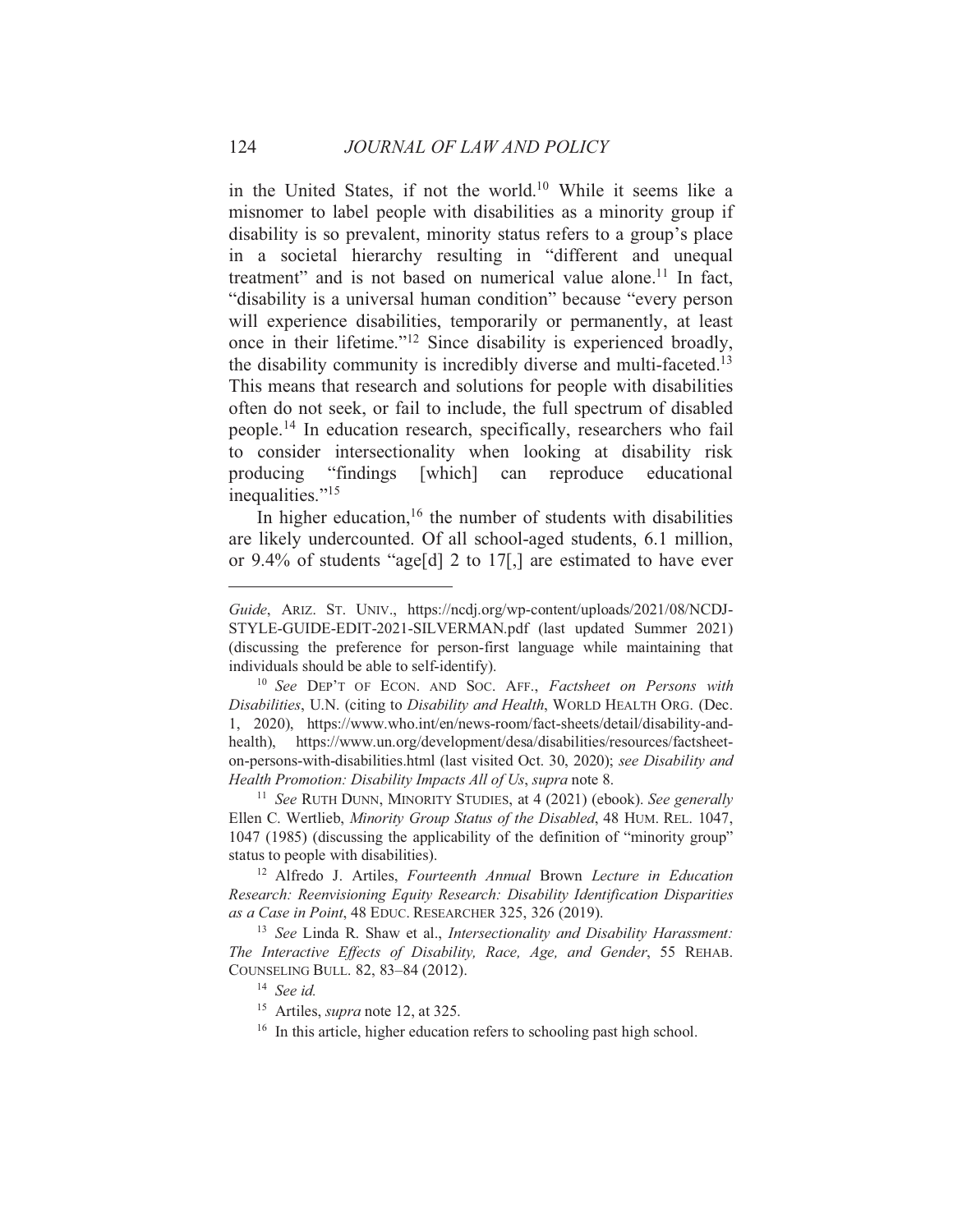in the United States, if not the world.[10] While it seems like a misnomer to label people with disabilities as a minority group if disability is so prevalent, minority status refers to a group's place in a societal hierarchy resulting in "different and unequal treatment" and is not based on numerical value alone.[11] In fact, "disability is a universal human condition" because "every person will experience disabilities, temporarily or permanently, at least once in their lifetime."[12] Since disability is experienced broadly, the disability community is incredibly diverse and multi-faceted.[13] This means that research and solutions for people with disabilities often do not seek, or fail to include, the full spectrum of disabled people.[14] In education research, specifically, researchers who fail to consider intersectionality when looking at disability risk producing "findings [which] can reproduce educational inequalities."[15]

In higher education,[16] the number of students with disabilities are likely undercounted. Of all school-aged students, 6.1 million, or 9.4% of students "age[d] 2 to 17[,] are estimated to have ever

---

*Guide*, ARIZ. ST. UNIV., https://ncdj.org/wp-content/uploads/2021/08/NCDJ-STYLE-GUIDE-EDIT-2021-SILVERMAN.pdf (last updated Summer 2021) (discussing the preference for person-first language while maintaining that individuals should be able to self-identify).

[10] *See* DEP'T OF ECON. AND SOC. AFF., *Factsheet on Persons with Disabilities*, U.N. (citing to *Disability and Health*, WORLD HEALTH ORG. (Dec. 1, 2020), https://www.who.int/en/news-room/fact-sheets/detail/disability-and-health), https://www.un.org/development/desa/disabilities/resources/factsheet-on-persons-with-disabilities.html (last visited Oct. 30, 2020); *see Disability and Health Promotion: Disability Impacts All of Us*, *supra* note 8.

[11] *See* RUTH DUNN, MINORITY STUDIES, at 4 (2021) (ebook). *See generally* Ellen C. Wertlieb, *Minority Group Status of the Disabled*, 48 HUM. REL. 1047, 1047 (1985) (discussing the applicability of the definition of "minority group" status to people with disabilities).

[12] Alfredo J. Artiles, *Fourteenth Annual* Brown *Lecture in Education Research: Reenvisioning Equity Research: Disability Identification Disparities as a Case in Point*, 48 EDUC. RESEARCHER 325, 326 (2019).

[13] *See* Linda R. Shaw et al., *Intersectionality and Disability Harassment: The Interactive Effects of Disability, Race, Age, and Gender*, 55 REHAB. COUNSELING BULL. 82, 83–84 (2012).

[14] *See id.*

[15] Artiles, *supra* note 12, at 325.

[16] In this article, higher education refers to schooling past high school.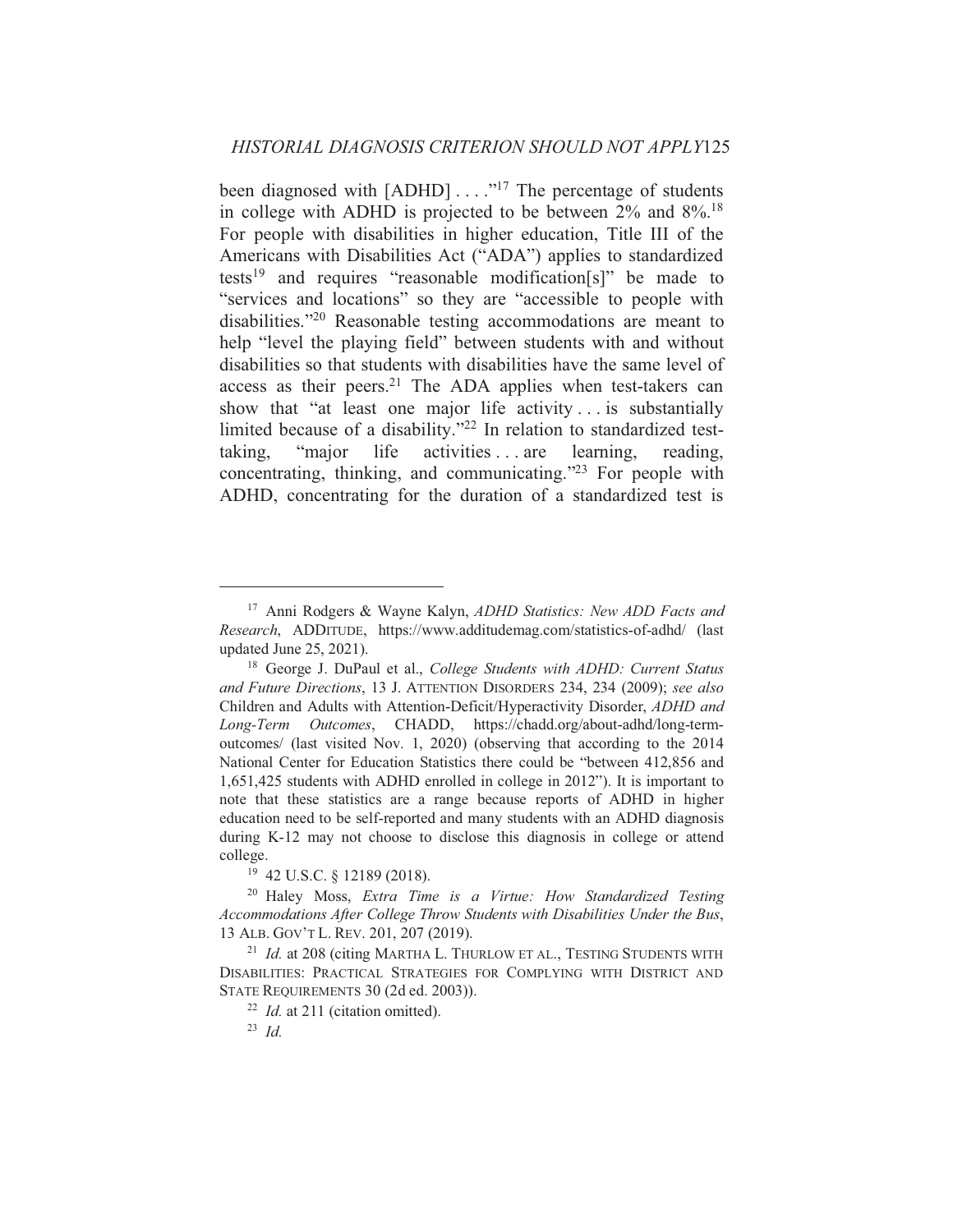been diagnosed with [ADHD] . . . ."[17] The percentage of students in college with ADHD is projected to be between 2% and 8%.[18] For people with disabilities in higher education, Title III of the Americans with Disabilities Act ("ADA") applies to standardized tests[19] and requires "reasonable modification[s]" be made to "services and locations" so they are "accessible to people with disabilities."[20] Reasonable testing accommodations are meant to help "level the playing field" between students with and without disabilities so that students with disabilities have the same level of access as their peers.[21] The ADA applies when test-takers can show that "at least one major life activity . . . is substantially limited because of a disability."[22] In relation to standardized test-taking, "major life activities . . . are learning, reading, concentrating, thinking, and communicating."[23] For people with ADHD, concentrating for the duration of a standardized test is

---

[17] Anni Rodgers & Wayne Kalyn, *ADHD Statistics: New ADD Facts and Research*, ADDITUDE, https://www.additudemag.com/statistics-of-adhd/ (last updated June 25, 2021).

[18] George J. DuPaul et al., *College Students with ADHD: Current Status and Future Directions*, 13 J. ATTENTION DISORDERS 234, 234 (2009); *see also* Children and Adults with Attention-Deficit/Hyperactivity Disorder, *ADHD and Long-Term Outcomes*, CHADD, https://chadd.org/about-adhd/long-term-outcomes/ (last visited Nov. 1, 2020) (observing that according to the 2014 National Center for Education Statistics there could be "between 412,856 and 1,651,425 students with ADHD enrolled in college in 2012"). It is important to note that these statistics are a range because reports of ADHD in higher education need to be self-reported and many students with an ADHD diagnosis during K-12 may not choose to disclose this diagnosis in college or attend college.

[19] 42 U.S.C. § 12189 (2018).

[20] Haley Moss, *Extra Time is a Virtue: How Standardized Testing Accommodations After College Throw Students with Disabilities Under the Bus*, 13 ALB. GOV'T L. REV. 201, 207 (2019).

[21] *Id.* at 208 (citing MARTHA L. THURLOW ET AL., TESTING STUDENTS WITH DISABILITIES: PRACTICAL STRATEGIES FOR COMPLYING WITH DISTRICT AND STATE REQUIREMENTS 30 (2d ed. 2003)).

[22] *Id.* at 211 (citation omitted).

[23] *Id.*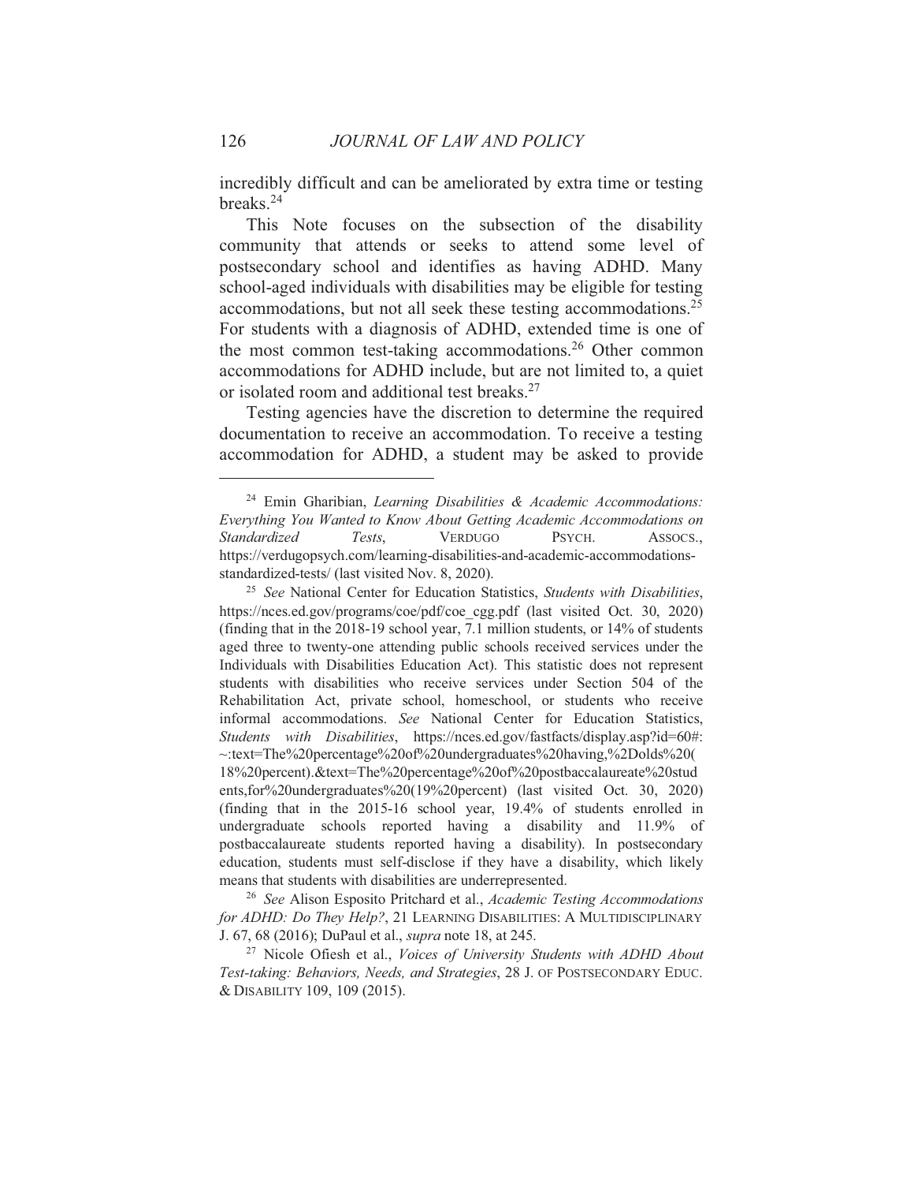incredibly difficult and can be ameliorated by extra time or testing breaks.[24]

This Note focuses on the subsection of the disability community that attends or seeks to attend some level of postsecondary school and identifies as having ADHD. Many school-aged individuals with disabilities may be eligible for testing accommodations, but not all seek these testing accommodations.[25] For students with a diagnosis of ADHD, extended time is one of the most common test-taking accommodations.[26] Other common accommodations for ADHD include, but are not limited to, a quiet or isolated room and additional test breaks.[27]

Testing agencies have the discretion to determine the required documentation to receive an accommodation. To receive a testing accommodation for ADHD, a student may be asked to provide

---

[24] Emin Gharibian, *Learning Disabilities & Academic Accommodations: Everything You Wanted to Know About Getting Academic Accommodations on Standardized Tests*, VERDUGO PSYCH. ASSOCS., https://verdugopsych.com/learning-disabilities-and-academic-accommodations-standardized-tests/ (last visited Nov. 8, 2020).

[25] *See* National Center for Education Statistics, *Students with Disabilities*, https://nces.ed.gov/programs/coe/pdf/coe_cgg.pdf (last visited Oct. 30, 2020) (finding that in the 2018-19 school year, 7.1 million students, or 14% of students aged three to twenty-one attending public schools received services under the Individuals with Disabilities Education Act). This statistic does not represent students with disabilities who receive services under Section 504 of the Rehabilitation Act, private school, homeschool, or students who receive informal accommodations. *See* National Center for Education Statistics, *Students with Disabilities*, https://nces.ed.gov/fastfacts/display.asp?id=60#:~:text=The%20percentage%20of%20undergraduates%20having,%2Dolds%20(18%20percent).&text=The%20percentage%20of%20postbaccalaureate%20students,for%20undergraduates%20(19%20percent) (last visited Oct. 30, 2020) (finding that in the 2015-16 school year, 19.4% of students enrolled in undergraduate schools reported having a disability and 11.9% of postbaccalaureate students reported having a disability). In postsecondary education, students must self-disclose if they have a disability, which likely means that students with disabilities are underrepresented.

[26] *See* Alison Esposito Pritchard et al., *Academic Testing Accommodations for ADHD: Do They Help?*, 21 LEARNING DISABILITIES: A MULTIDISCIPLINARY J. 67, 68 (2016); DuPaul et al., *supra* note 18, at 245.

[27] Nicole Ofiesh et al., *Voices of University Students with ADHD About Test-taking: Behaviors, Needs, and Strategies*, 28 J. OF POSTSECONDARY EDUC. & DISABILITY 109, 109 (2015).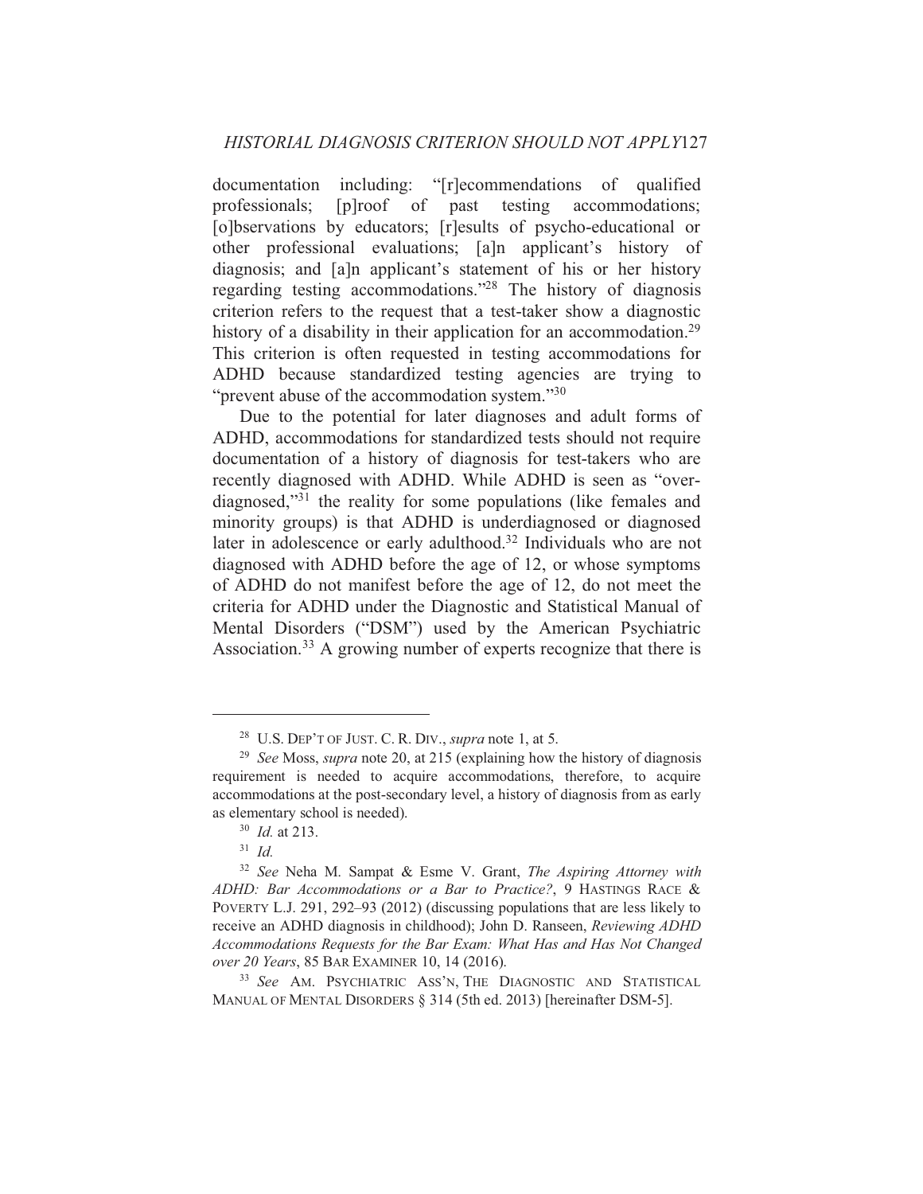documentation including: "[r]ecommendations of qualified professionals; [p]roof of past testing accommodations; [o]bservations by educators; [r]esults of psycho-educational or other professional evaluations; [a]n applicant's history of diagnosis; and [a]n applicant's statement of his or her history regarding testing accommodations."[28] The history of diagnosis criterion refers to the request that a test-taker show a diagnostic history of a disability in their application for an accommodation.[29] This criterion is often requested in testing accommodations for ADHD because standardized testing agencies are trying to "prevent abuse of the accommodation system."[30]

Due to the potential for later diagnoses and adult forms of ADHD, accommodations for standardized tests should not require documentation of a history of diagnosis for test-takers who are recently diagnosed with ADHD. While ADHD is seen as "over-diagnosed,"[31] the reality for some populations (like females and minority groups) is that ADHD is underdiagnosed or diagnosed later in adolescence or early adulthood.[32] Individuals who are not diagnosed with ADHD before the age of 12, or whose symptoms of ADHD do not manifest before the age of 12, do not meet the criteria for ADHD under the Diagnostic and Statistical Manual of Mental Disorders ("DSM") used by the American Psychiatric Association.[33] A growing number of experts recognize that there is

---

[28] U.S. DEP'T OF JUST. C. R. DIV., *supra* note 1, at 5.

[29] *See* Moss, *supra* note 20, at 215 (explaining how the history of diagnosis requirement is needed to acquire accommodations, therefore, to acquire accommodations at the post-secondary level, a history of diagnosis from as early as elementary school is needed).

[30] *Id.* at 213.

[31] *Id.*

[32] *See* Neha M. Sampat & Esme V. Grant, *The Aspiring Attorney with ADHD: Bar Accommodations or a Bar to Practice?*, 9 HASTINGS RACE & POVERTY L.J. 291, 292–93 (2012) (discussing populations that are less likely to receive an ADHD diagnosis in childhood); John D. Ranseen, *Reviewing ADHD Accommodations Requests for the Bar Exam: What Has and Has Not Changed over 20 Years*, 85 BAR EXAMINER 10, 14 (2016).

[33] *See* AM. PSYCHIATRIC ASS'N, THE DIAGNOSTIC AND STATISTICAL MANUAL OF MENTAL DISORDERS § 314 (5th ed. 2013) [hereinafter DSM-5].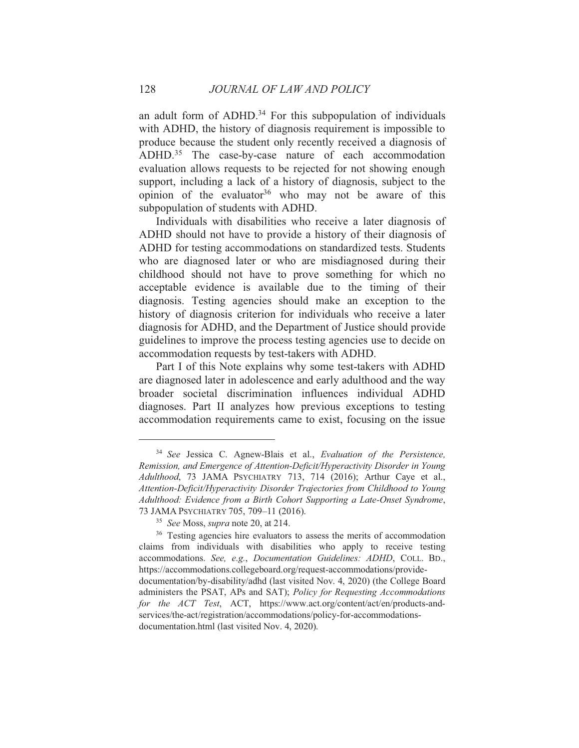an adult form of ADHD.[34] For this subpopulation of individuals with ADHD, the history of diagnosis requirement is impossible to produce because the student only recently received a diagnosis of ADHD.[35] The case-by-case nature of each accommodation evaluation allows requests to be rejected for not showing enough support, including a lack of a history of diagnosis, subject to the opinion of the evaluator[36] who may not be aware of this subpopulation of students with ADHD.

Individuals with disabilities who receive a later diagnosis of ADHD should not have to provide a history of their diagnosis of ADHD for testing accommodations on standardized tests. Students who are diagnosed later or who are misdiagnosed during their childhood should not have to prove something for which no acceptable evidence is available due to the timing of their diagnosis. Testing agencies should make an exception to the history of diagnosis criterion for individuals who receive a later diagnosis for ADHD, and the Department of Justice should provide guidelines to improve the process testing agencies use to decide on accommodation requests by test-takers with ADHD.

Part I of this Note explains why some test-takers with ADHD are diagnosed later in adolescence and early adulthood and the way broader societal discrimination influences individual ADHD diagnoses. Part II analyzes how previous exceptions to testing accommodation requirements came to exist, focusing on the issue

---

[34] *See* Jessica C. Agnew-Blais et al., *Evaluation of the Persistence, Remission, and Emergence of Attention-Deficit/Hyperactivity Disorder in Young Adulthood*, 73 JAMA PSYCHIATRY 713, 714 (2016); Arthur Caye et al., *Attention-Deficit/Hyperactivity Disorder Trajectories from Childhood to Young Adulthood: Evidence from a Birth Cohort Supporting a Late-Onset Syndrome*, 73 JAMA PSYCHIATRY 705, 709–11 (2016).

[35] *See* Moss, *supra* note 20, at 214.

[36] Testing agencies hire evaluators to assess the merits of accommodation claims from individuals with disabilities who apply to receive testing accommodations. *See, e.g.*, *Documentation Guidelines: ADHD*, COLL. BD., https://accommodations.collegeboard.org/request-accommodations/provide-documentation/by-disability/adhd (last visited Nov. 4, 2020) (the College Board administers the PSAT, APs and SAT); *Policy for Requesting Accommodations for the ACT Test*, ACT, https://www.act.org/content/act/en/products-and-services/the-act/registration/accommodations/policy-for-accommodations-documentation.html (last visited Nov. 4, 2020).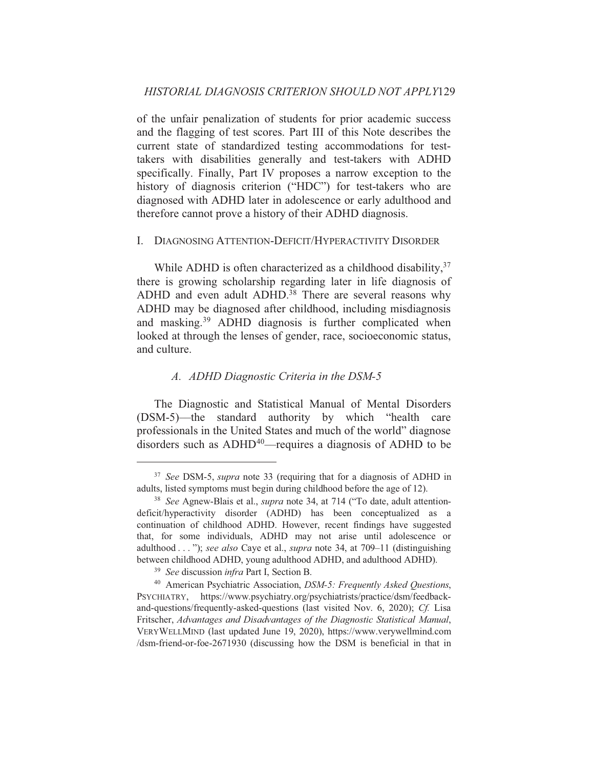of the unfair penalization of students for prior academic success and the flagging of test scores. Part III of this Note describes the current state of standardized testing accommodations for test-takers with disabilities generally and test-takers with ADHD specifically. Finally, Part IV proposes a narrow exception to the history of diagnosis criterion ("HDC") for test-takers who are diagnosed with ADHD later in adolescence or early adulthood and therefore cannot prove a history of their ADHD diagnosis.

## I. DIAGNOSING ATTENTION-DEFICIT/HYPERACTIVITY DISORDER

While ADHD is often characterized as a childhood disability,[37] there is growing scholarship regarding later in life diagnosis of ADHD and even adult ADHD.[38] There are several reasons why ADHD may be diagnosed after childhood, including misdiagnosis and masking.[39] ADHD diagnosis is further complicated when looked at through the lenses of gender, race, socioeconomic status, and culture.

### *A. ADHD Diagnostic Criteria in the DSM-5*

The Diagnostic and Statistical Manual of Mental Disorders (DSM-5)—the standard authority by which "health care professionals in the United States and much of the world" diagnose disorders such as ADHD[40]—requires a diagnosis of ADHD to be

---

[37] *See* DSM-5, *supra* note 33 (requiring that for a diagnosis of ADHD in adults, listed symptoms must begin during childhood before the age of 12).

[38] *See* Agnew-Blais et al., *supra* note 34, at 714 ("To date, adult attention-deficit/hyperactivity disorder (ADHD) has been conceptualized as a continuation of childhood ADHD. However, recent findings have suggested that, for some individuals, ADHD may not arise until adolescence or adulthood . . . "); *see also* Caye et al., *supra* note 34, at 709–11 (distinguishing between childhood ADHD, young adulthood ADHD, and adulthood ADHD).

[39] *See* discussion *infra* Part I, Section B.

[40] American Psychiatric Association, *DSM-5: Frequently Asked Questions*, PSYCHIATRY, https://www.psychiatry.org/psychiatrists/practice/dsm/feedback-and-questions/frequently-asked-questions (last visited Nov. 6, 2020); *Cf.* Lisa Fritscher, *Advantages and Disadvantages of the Diagnostic Statistical Manual*, VERYWELLMIND (last updated June 19, 2020), https://www.verywellmind.com/dsm-friend-or-foe-2671930 (discussing how the DSM is beneficial in that in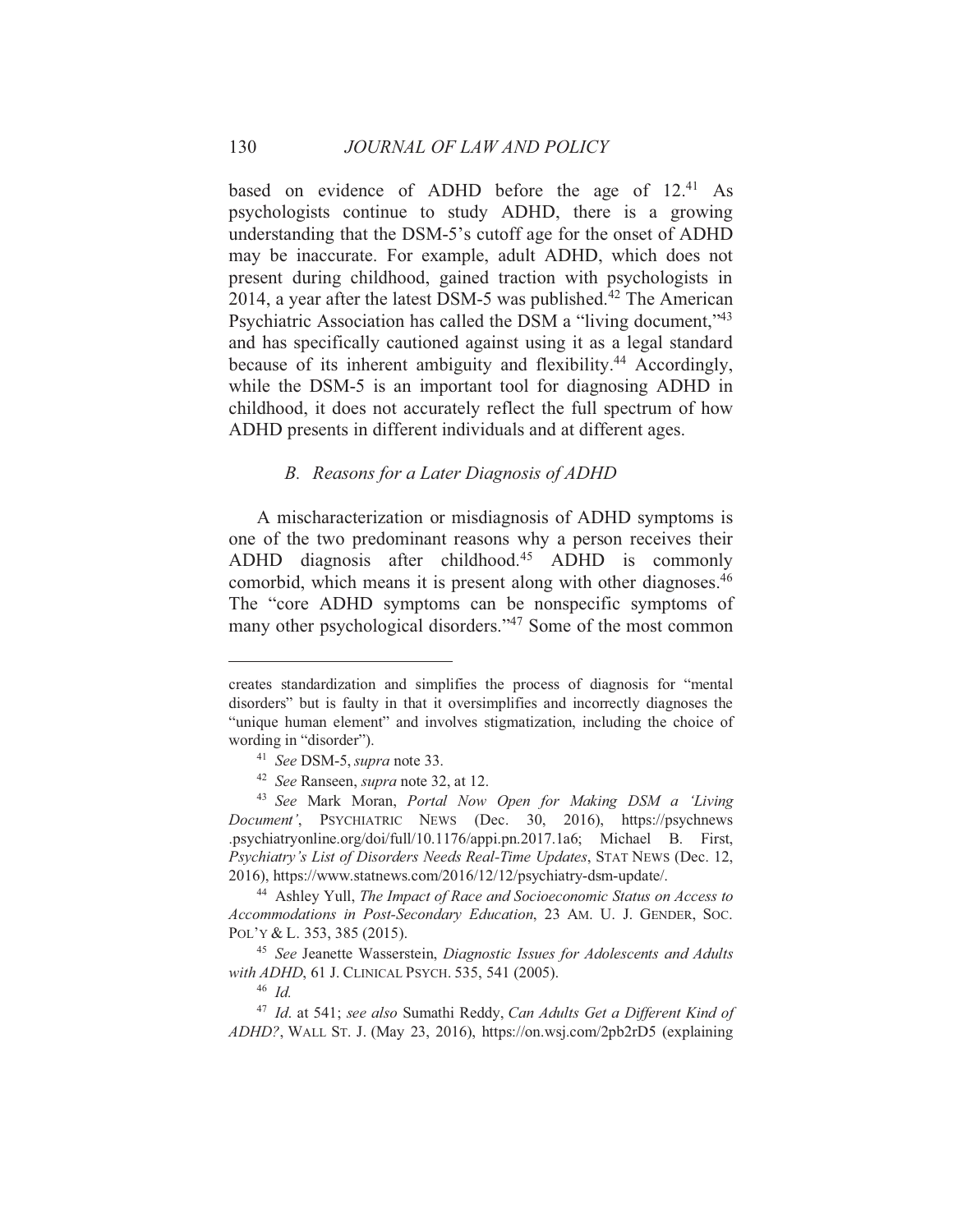based on evidence of ADHD before the age of 12.[41] As psychologists continue to study ADHD, there is a growing understanding that the DSM-5's cutoff age for the onset of ADHD may be inaccurate. For example, adult ADHD, which does not present during childhood, gained traction with psychologists in 2014, a year after the latest DSM-5 was published.[42] The American Psychiatric Association has called the DSM a "living document,"[43] and has specifically cautioned against using it as a legal standard because of its inherent ambiguity and flexibility.[44] Accordingly, while the DSM-5 is an important tool for diagnosing ADHD in childhood, it does not accurately reflect the full spectrum of how ADHD presents in different individuals and at different ages.

### *B. Reasons for a Later Diagnosis of ADHD*

A mischaracterization or misdiagnosis of ADHD symptoms is one of the two predominant reasons why a person receives their ADHD diagnosis after childhood.[45] ADHD is commonly comorbid, which means it is present along with other diagnoses.[46] The "core ADHD symptoms can be nonspecific symptoms of many other psychological disorders."[47] Some of the most common

---

creates standardization and simplifies the process of diagnosis for "mental disorders" but is faulty in that it oversimplifies and incorrectly diagnoses the "unique human element" and involves stigmatization, including the choice of wording in "disorder").

[41] *See* DSM-5, *supra* note 33.

[42] *See* Ranseen, *supra* note 32, at 12.

[43] *See* Mark Moran, *Portal Now Open for Making DSM a 'Living Document'*, PSYCHIATRIC NEWS (Dec. 30, 2016), https://psychnews.psychiatryonline.org/doi/full/10.1176/appi.pn.2017.1a6; Michael B. First, *Psychiatry's List of Disorders Needs Real-Time Updates*, STAT NEWS (Dec. 12, 2016), https://www.statnews.com/2016/12/12/psychiatry-dsm-update/.

[44] Ashley Yull, *The Impact of Race and Socioeconomic Status on Access to Accommodations in Post-Secondary Education*, 23 AM. U. J. GENDER, SOC. POL'Y & L. 353, 385 (2015).

[45] *See* Jeanette Wasserstein, *Diagnostic Issues for Adolescents and Adults with ADHD*, 61 J. CLINICAL PSYCH. 535, 541 (2005).

[46] *Id.*

[47] *Id.* at 541; *see also* Sumathi Reddy, *Can Adults Get a Different Kind of ADHD?*, WALL ST. J. (May 23, 2016), https://on.wsj.com/2pb2rD5 (explaining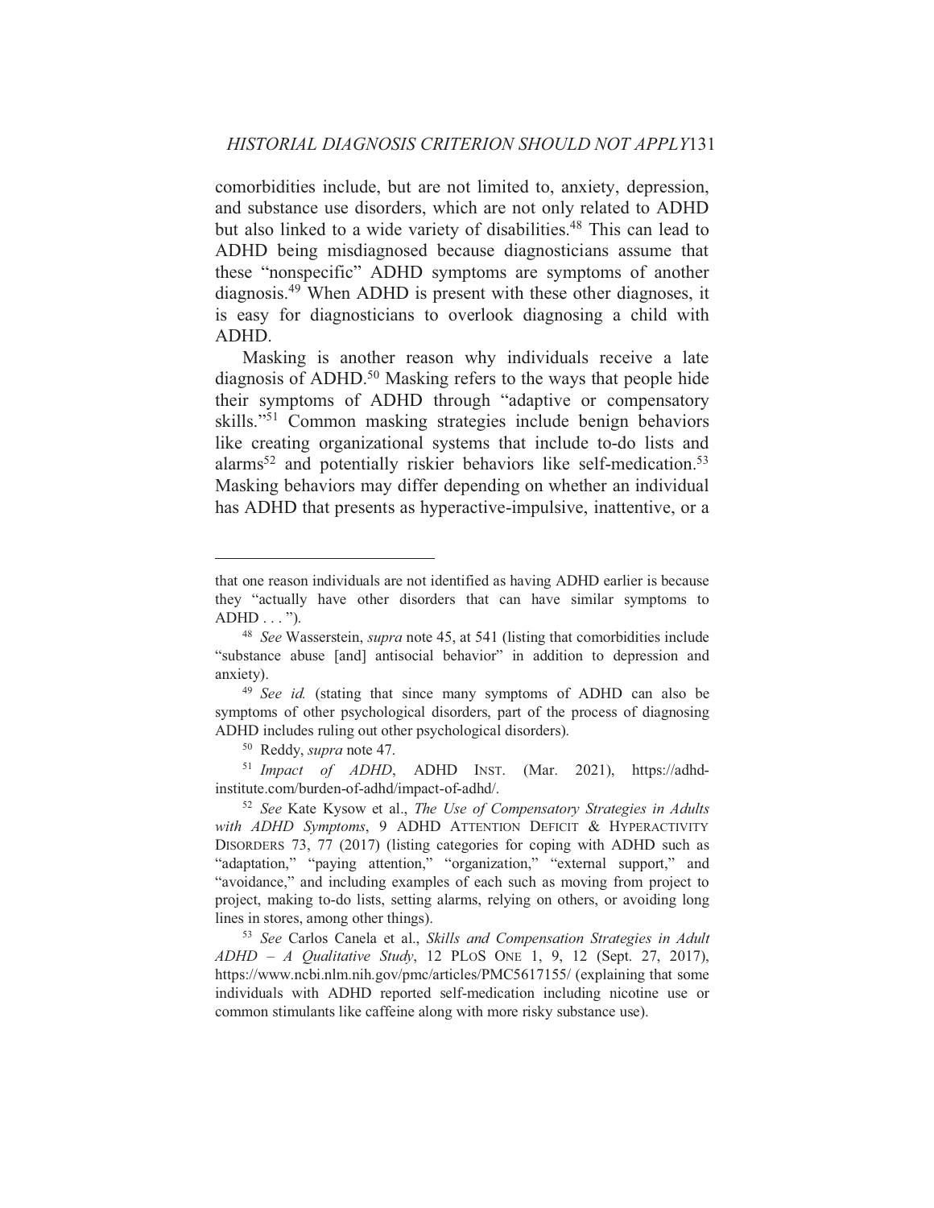comorbidities include, but are not limited to, anxiety, depression, and substance use disorders, which are not only related to ADHD but also linked to a wide variety of disabilities.[48] This can lead to ADHD being misdiagnosed because diagnosticians assume that these "nonspecific" ADHD symptoms are symptoms of another diagnosis.[49] When ADHD is present with these other diagnoses, it is easy for diagnosticians to overlook diagnosing a child with ADHD.

Masking is another reason why individuals receive a late diagnosis of ADHD.[50] Masking refers to the ways that people hide their symptoms of ADHD through "adaptive or compensatory skills."[51] Common masking strategies include benign behaviors like creating organizational systems that include to-do lists and alarms[52] and potentially riskier behaviors like self-medication.[53] Masking behaviors may differ depending on whether an individual has ADHD that presents as hyperactive-impulsive, inattentive, or a

---

that one reason individuals are not identified as having ADHD earlier is because they "actually have other disorders that can have similar symptoms to ADHD . . . ").

[48] *See* Wasserstein, *supra* note 45, at 541 (listing that comorbidities include "substance abuse [and] antisocial behavior" in addition to depression and anxiety).

[49] *See id.* (stating that since many symptoms of ADHD can also be symptoms of other psychological disorders, part of the process of diagnosing ADHD includes ruling out other psychological disorders).

[50] Reddy, *supra* note 47.

[51] *Impact of ADHD*, ADHD INST. (Mar. 2021), https://adhd-institute.com/burden-of-adhd/impact-of-adhd/.

[52] *See* Kate Kysow et al., *The Use of Compensatory Strategies in Adults with ADHD Symptoms*, 9 ADHD ATTENTION DEFICIT & HYPERACTIVITY DISORDERS 73, 77 (2017) (listing categories for coping with ADHD such as "adaptation," "paying attention," "organization," "external support," and "avoidance," and including examples of each such as moving from project to project, making to-do lists, setting alarms, relying on others, or avoiding long lines in stores, among other things).

[53] *See* Carlos Canela et al., *Skills and Compensation Strategies in Adult ADHD – A Qualitative Study*, 12 PLOS ONE 1, 9, 12 (Sept. 27, 2017), https://www.ncbi.nlm.nih.gov/pmc/articles/PMC5617155/ (explaining that some individuals with ADHD reported self-medication including nicotine use or common stimulants like caffeine along with more risky substance use).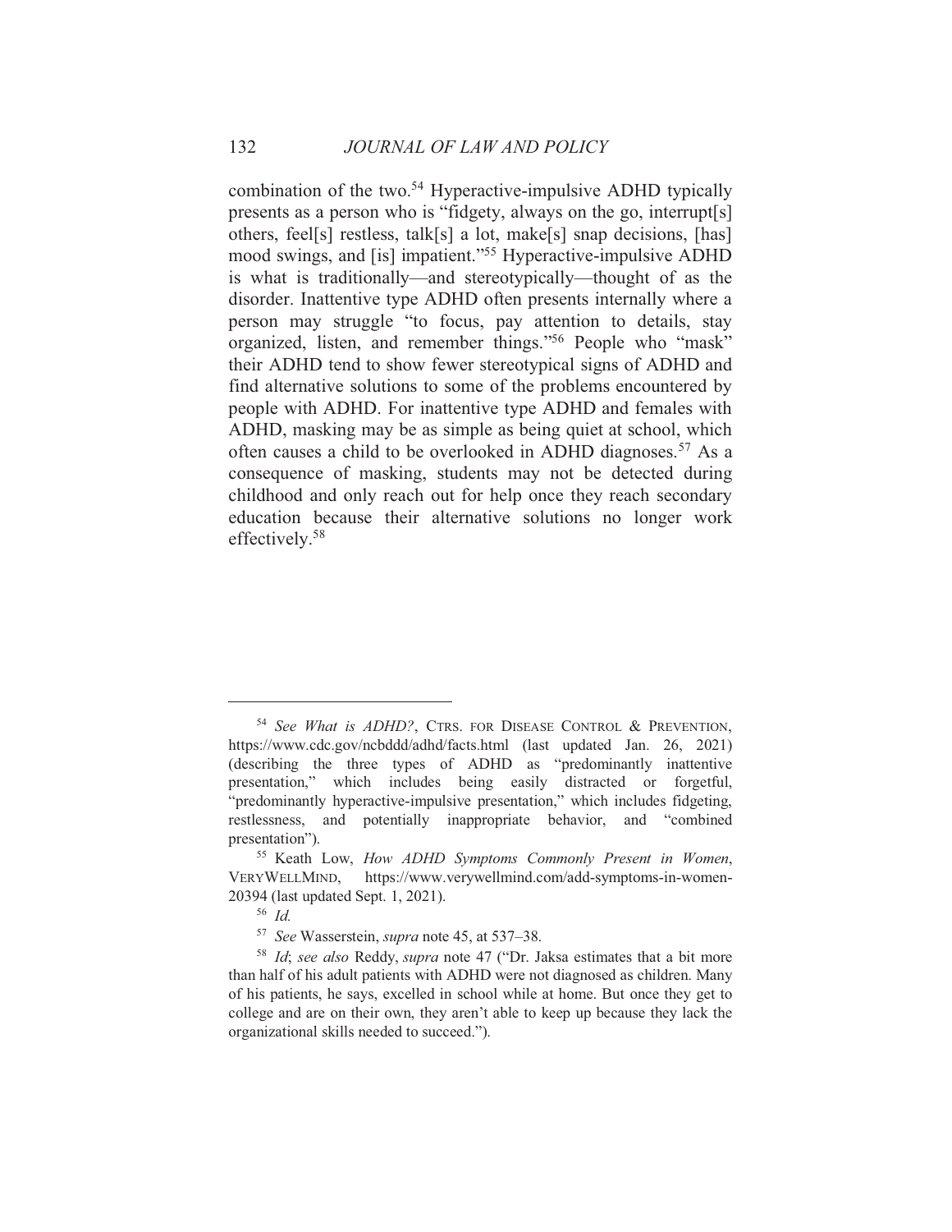combination of the two.[54] Hyperactive-impulsive ADHD typically presents as a person who is "fidgety, always on the go, interrupt[s] others, feel[s] restless, talk[s] a lot, make[s] snap decisions, [has] mood swings, and [is] impatient."[55] Hyperactive-impulsive ADHD is what is traditionally—and stereotypically—thought of as the disorder. Inattentive type ADHD often presents internally where a person may struggle "to focus, pay attention to details, stay organized, listen, and remember things."[56] People who "mask" their ADHD tend to show fewer stereotypical signs of ADHD and find alternative solutions to some of the problems encountered by people with ADHD. For inattentive type ADHD and females with ADHD, masking may be as simple as being quiet at school, which often causes a child to be overlooked in ADHD diagnoses.[57] As a consequence of masking, students may not be detected during childhood and only reach out for help once they reach secondary education because their alternative solutions no longer work effectively.[58]

---

[54] *See What is ADHD?*, CTRS. FOR DISEASE CONTROL & PREVENTION, https://www.cdc.gov/ncbddd/adhd/facts.html (last updated Jan. 26, 2021) (describing the three types of ADHD as "predominantly inattentive presentation," which includes being easily distracted or forgetful, "predominantly hyperactive-impulsive presentation," which includes fidgeting, restlessness, and potentially inappropriate behavior, and "combined presentation").

[55] Keath Low, *How ADHD Symptoms Commonly Present in Women*, VERYWELLMIND, https://www.verywellmind.com/add-symptoms-in-women-20394 (last updated Sept. 1, 2021).

[56] *Id.*

[57] *See* Wasserstein, *supra* note 45, at 537–38.

[58] *Id*; *see also* Reddy, *supra* note 47 ("Dr. Jaksa estimates that a bit more than half of his adult patients with ADHD were not diagnosed as children. Many of his patients, he says, excelled in school while at home. But once they get to college and are on their own, they aren't able to keep up because they lack the organizational skills needed to succeed.").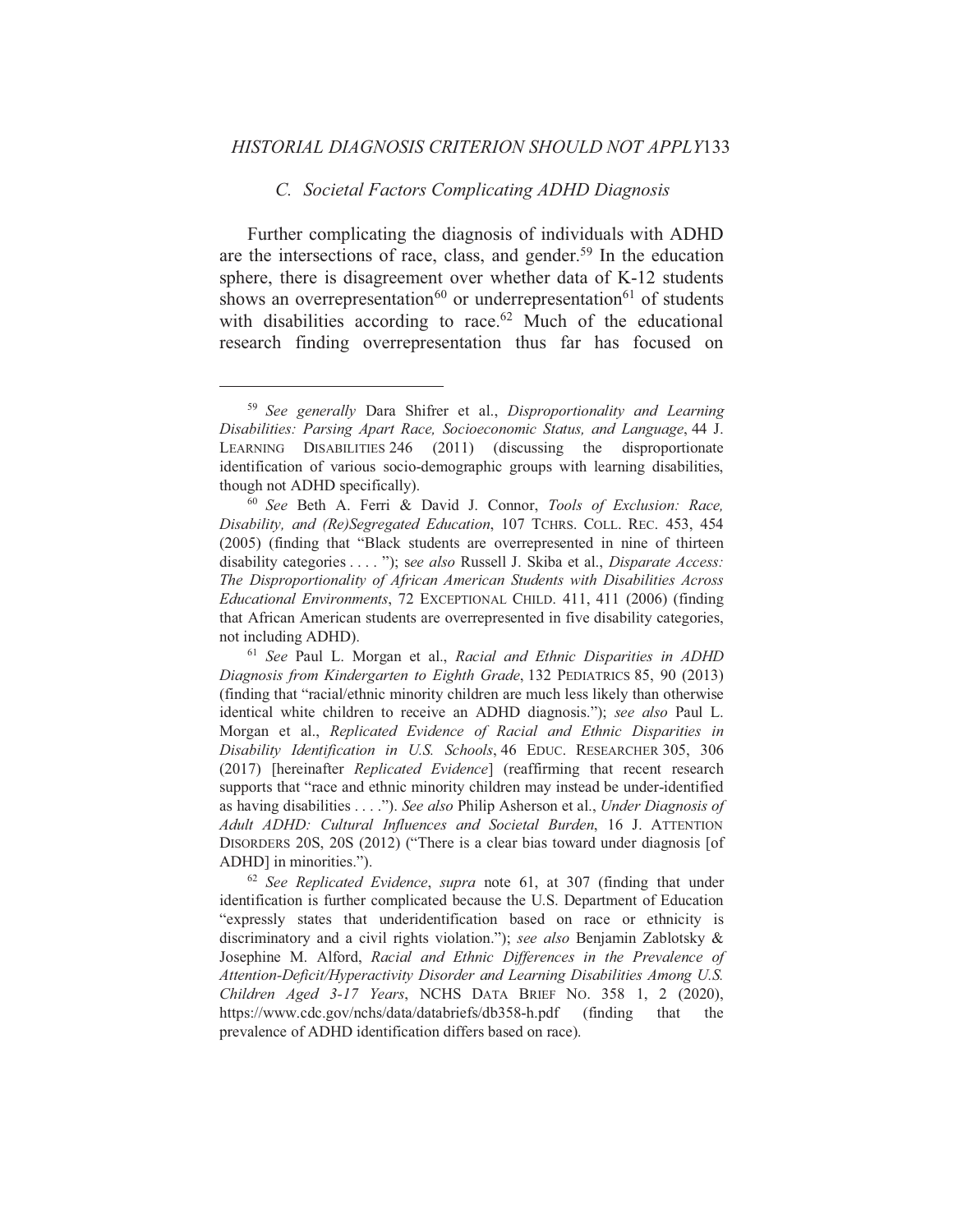### C. Societal Factors Complicating ADHD Diagnosis

Further complicating the diagnosis of individuals with ADHD are the intersections of race, class, and gender.[59] In the education sphere, there is disagreement over whether data of K-12 students shows an overrepresentation[60] or underrepresentation[61] of students with disabilities according to race.[62] Much of the educational research finding overrepresentation thus far has focused on

---

[59] *See generally* Dara Shifrer et al., *Disproportionality and Learning Disabilities: Parsing Apart Race, Socioeconomic Status, and Language*, 44 J. LEARNING DISABILITIES 246 (2011) (discussing the disproportionate identification of various socio-demographic groups with learning disabilities, though not ADHD specifically).

[60] *See* Beth A. Ferri & David J. Connor, *Tools of Exclusion: Race, Disability, and (Re)Segregated Education*, 107 TCHRS. COLL. REC. 453, 454 (2005) (finding that "Black students are overrepresented in nine of thirteen disability categories . . . . "); *see also* Russell J. Skiba et al., *Disparate Access: The Disproportionality of African American Students with Disabilities Across Educational Environments*, 72 EXCEPTIONAL CHILD. 411, 411 (2006) (finding that African American students are overrepresented in five disability categories, not including ADHD).

[61] *See* Paul L. Morgan et al., *Racial and Ethnic Disparities in ADHD Diagnosis from Kindergarten to Eighth Grade*, 132 PEDIATRICS 85, 90 (2013) (finding that "racial/ethnic minority children are much less likely than otherwise identical white children to receive an ADHD diagnosis."); *see also* Paul L. Morgan et al., *Replicated Evidence of Racial and Ethnic Disparities in Disability Identification in U.S. Schools*, 46 EDUC. RESEARCHER 305, 306 (2017) [hereinafter *Replicated Evidence*] (reaffirming that recent research supports that "race and ethnic minority children may instead be under-identified as having disabilities . . . ."). *See also* Philip Asherson et al., *Under Diagnosis of Adult ADHD: Cultural Influences and Societal Burden*, 16 J. ATTENTION DISORDERS 20S, 20S (2012) ("There is a clear bias toward under diagnosis [of ADHD] in minorities.").

[62] *See Replicated Evidence*, *supra* note 61, at 307 (finding that under identification is further complicated because the U.S. Department of Education "expressly states that underidentification based on race or ethnicity is discriminatory and a civil rights violation."); *see also* Benjamin Zablotsky & Josephine M. Alford, *Racial and Ethnic Differences in the Prevalence of Attention-Deficit/Hyperactivity Disorder and Learning Disabilities Among U.S. Children Aged 3-17 Years*, NCHS DATA BRIEF NO. 358 1, 2 (2020), https://www.cdc.gov/nchs/data/databriefs/db358-h.pdf (finding that the prevalence of ADHD identification differs based on race).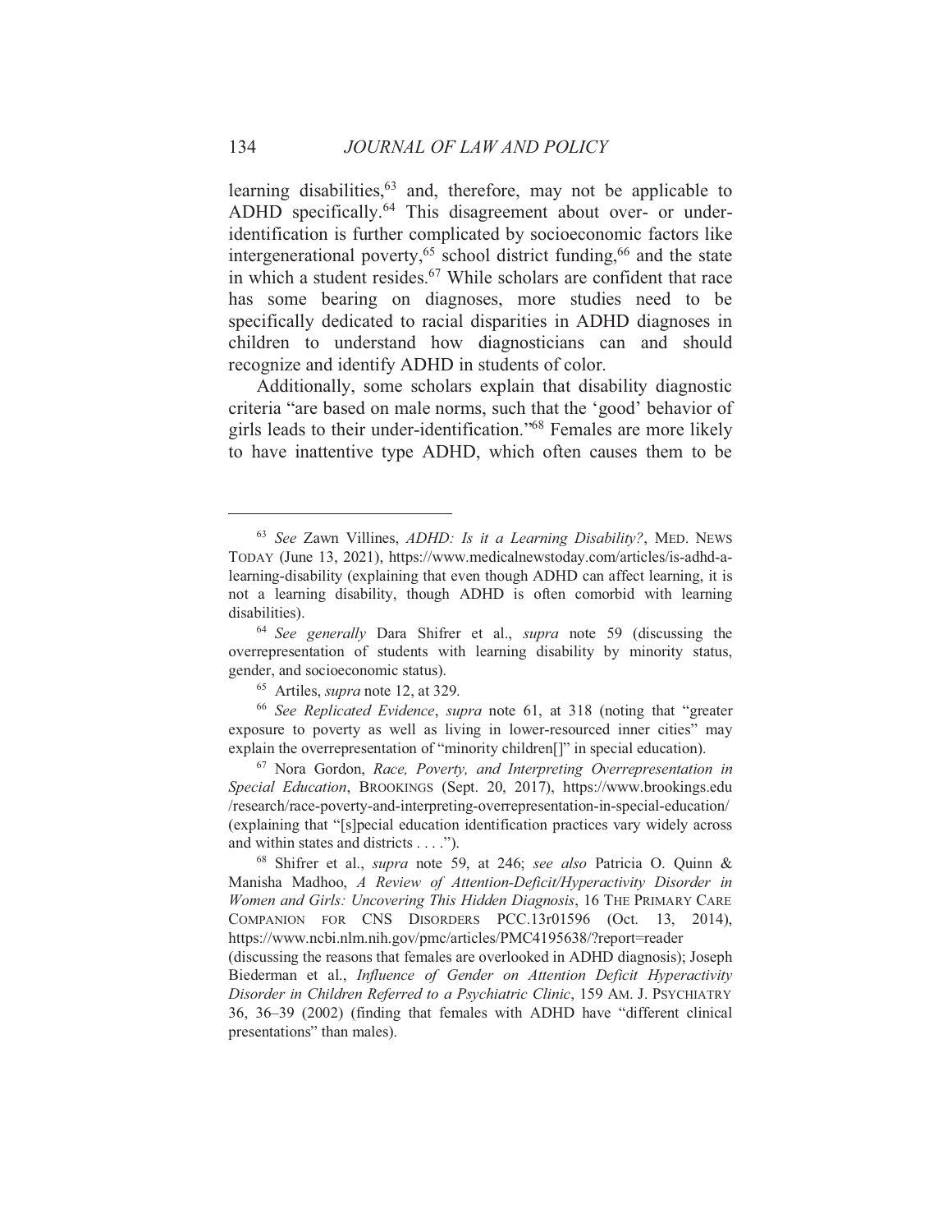learning disabilities,[63] and, therefore, may not be applicable to ADHD specifically.[64] This disagreement about over- or under-identification is further complicated by socioeconomic factors like intergenerational poverty,[65] school district funding,[66] and the state in which a student resides.[67] While scholars are confident that race has some bearing on diagnoses, more studies need to be specifically dedicated to racial disparities in ADHD diagnoses in children to understand how diagnosticians can and should recognize and identify ADHD in students of color.

Additionally, some scholars explain that disability diagnostic criteria "are based on male norms, such that the 'good' behavior of girls leads to their under-identification."[68] Females are more likely to have inattentive type ADHD, which often causes them to be

---

[63] *See* Zawn Villines, *ADHD: Is it a Learning Disability?*, MED. NEWS TODAY (June 13, 2021), https://www.medicalnewstoday.com/articles/is-adhd-a-learning-disability (explaining that even though ADHD can affect learning, it is not a learning disability, though ADHD is often comorbid with learning disabilities).

[64] *See generally* Dara Shifrer et al., *supra* note 59 (discussing the overrepresentation of students with learning disability by minority status, gender, and socioeconomic status).

[65] Artiles, *supra* note 12, at 329.

[66] *See Replicated Evidence*, *supra* note 61, at 318 (noting that "greater exposure to poverty as well as living in lower-resourced inner cities" may explain the overrepresentation of "minority children[]" in special education).

[67] Nora Gordon, *Race, Poverty, and Interpreting Overrepresentation in Special Education*, BROOKINGS (Sept. 20, 2017), https://www.brookings.edu/research/race-poverty-and-interpreting-overrepresentation-in-special-education/ (explaining that "[s]pecial education identification practices vary widely across and within states and districts . . . .").

[68] Shifrer et al., *supra* note 59, at 246; *see also* Patricia O. Quinn & Manisha Madhoo, *A Review of Attention-Deficit/Hyperactivity Disorder in Women and Girls: Uncovering This Hidden Diagnosis*, 16 THE PRIMARY CARE COMPANION FOR CNS DISORDERS PCC.13r01596 (Oct. 13, 2014), https://www.ncbi.nlm.nih.gov/pmc/articles/PMC4195638/?report=reader (discussing the reasons that females are overlooked in ADHD diagnosis); Joseph Biederman et al., *Influence of Gender on Attention Deficit Hyperactivity Disorder in Children Referred to a Psychiatric Clinic*, 159 AM. J. PSYCHIATRY 36, 36–39 (2002) (finding that females with ADHD have "different clinical presentations" than males).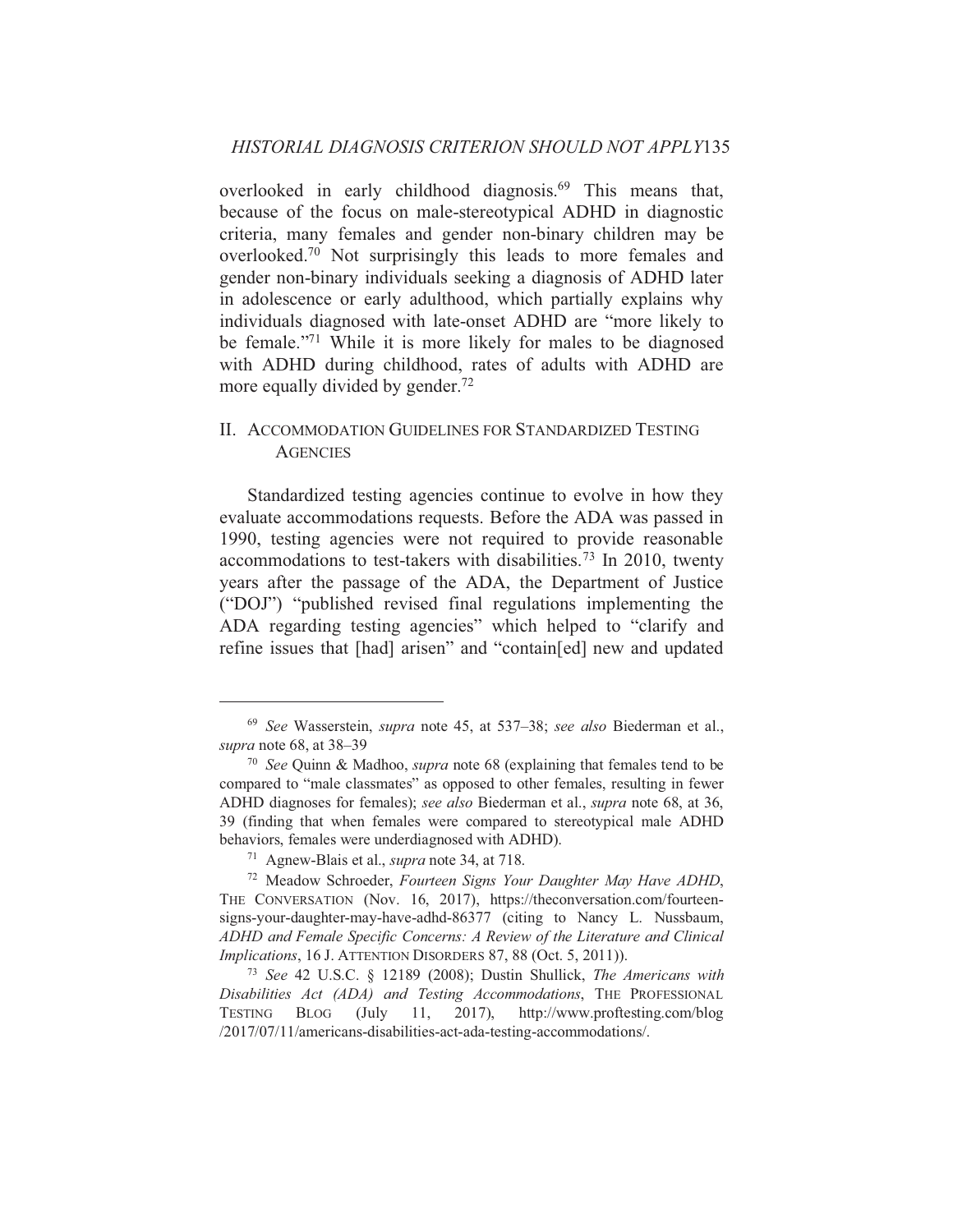overlooked in early childhood diagnosis.[69] This means that, because of the focus on male-stereotypical ADHD in diagnostic criteria, many females and gender non-binary children may be overlooked.[70] Not surprisingly this leads to more females and gender non-binary individuals seeking a diagnosis of ADHD later in adolescence or early adulthood, which partially explains why individuals diagnosed with late-onset ADHD are "more likely to be female."[71] While it is more likely for males to be diagnosed with ADHD during childhood, rates of adults with ADHD are more equally divided by gender.[72]

## II. Accommodation Guidelines for Standardized Testing Agencies

Standardized testing agencies continue to evolve in how they evaluate accommodations requests. Before the ADA was passed in 1990, testing agencies were not required to provide reasonable accommodations to test-takers with disabilities.[73] In 2010, twenty years after the passage of the ADA, the Department of Justice ("DOJ") "published revised final regulations implementing the ADA regarding testing agencies" which helped to "clarify and refine issues that [had] arisen" and "contain[ed] new and updated

---

[69] *See* Wasserstein, *supra* note 45, at 537–38; *see also* Biederman et al., *supra* note 68, at 38–39

[70] *See* Quinn & Madhoo, *supra* note 68 (explaining that females tend to be compared to "male classmates" as opposed to other females, resulting in fewer ADHD diagnoses for females); *see also* Biederman et al., *supra* note 68, at 36, 39 (finding that when females were compared to stereotypical male ADHD behaviors, females were underdiagnosed with ADHD).

[71] Agnew-Blais et al., *supra* note 34, at 718.

[72] Meadow Schroeder, *Fourteen Signs Your Daughter May Have ADHD*, The Conversation (Nov. 16, 2017), https://theconversation.com/fourteen-signs-your-daughter-may-have-adhd-86377 (citing to Nancy L. Nussbaum, *ADHD and Female Specific Concerns: A Review of the Literature and Clinical Implications*, 16 J. Attention Disorders 87, 88 (Oct. 5, 2011)).

[73] *See* 42 U.S.C. § 12189 (2008); Dustin Shullick, *The Americans with Disabilities Act (ADA) and Testing Accommodations*, The Professional Testing Blog (July 11, 2017), http://www.proftesting.com/blog/2017/07/11/americans-disabilities-act-ada-testing-accommodations/.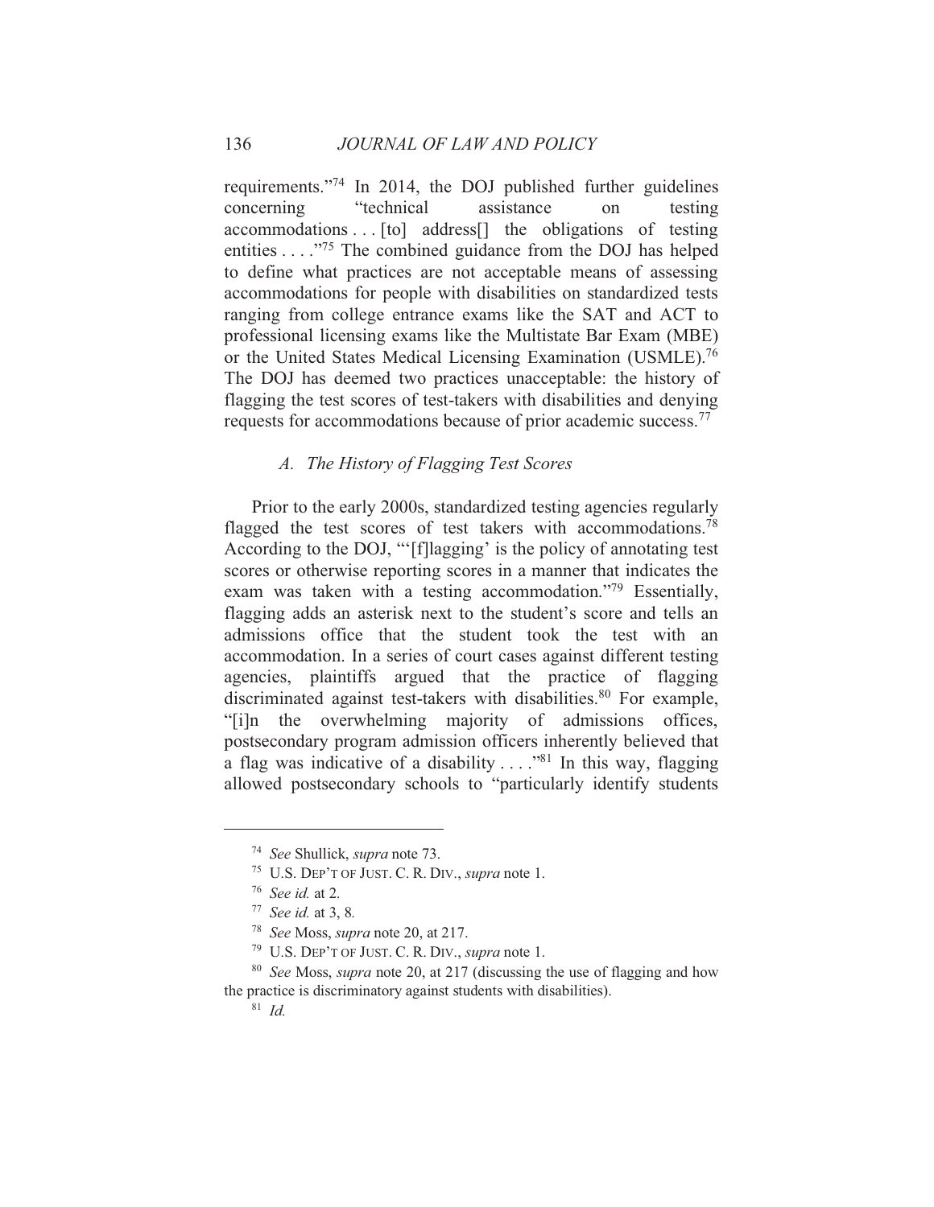requirements."[74] In 2014, the DOJ published further guidelines concerning "technical assistance on testing accommodations . . . [to] address[] the obligations of testing entities . . . ."[75] The combined guidance from the DOJ has helped to define what practices are not acceptable means of assessing accommodations for people with disabilities on standardized tests ranging from college entrance exams like the SAT and ACT to professional licensing exams like the Multistate Bar Exam (MBE) or the United States Medical Licensing Examination (USMLE).[76] The DOJ has deemed two practices unacceptable: the history of flagging the test scores of test-takers with disabilities and denying requests for accommodations because of prior academic success.[77]

### *A. The History of Flagging Test Scores*

Prior to the early 2000s, standardized testing agencies regularly flagged the test scores of test takers with accommodations.[78] According to the DOJ, "'[f]lagging' is the policy of annotating test scores or otherwise reporting scores in a manner that indicates the exam was taken with a testing accommodation."[79] Essentially, flagging adds an asterisk next to the student's score and tells an admissions office that the student took the test with an accommodation. In a series of court cases against different testing agencies, plaintiffs argued that the practice of flagging discriminated against test-takers with disabilities.[80] For example, "[i]n the overwhelming majority of admissions offices, postsecondary program admission officers inherently believed that a flag was indicative of a disability . . . ."[81] In this way, flagging allowed postsecondary schools to "particularly identify students

---

[74] *See* Shullick, *supra* note 73.

[75] U.S. DEP'T OF JUST. C. R. DIV., *supra* note 1.

[76] *See id.* at 2.

[77] *See id.* at 3, 8.

[78] *See* Moss, *supra* note 20, at 217.

[79] U.S. DEP'T OF JUST. C. R. DIV., *supra* note 1.

[80] *See* Moss, *supra* note 20, at 217 (discussing the use of flagging and how the practice is discriminatory against students with disabilities).

[81] *Id.*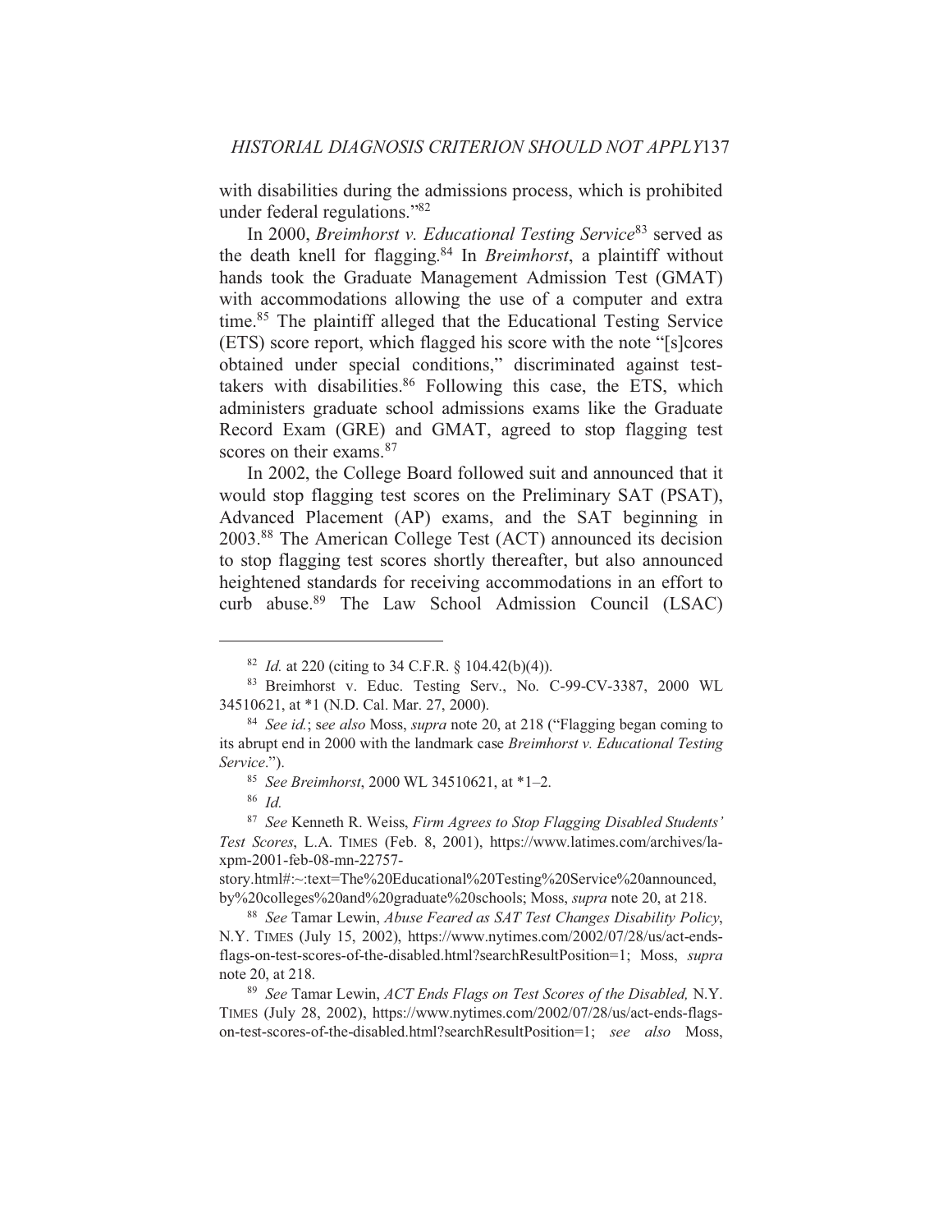with disabilities during the admissions process, which is prohibited under federal regulations."[82]

In 2000, *Breimhorst v. Educational Testing Service*[83] served as the death knell for flagging.[84] In *Breimhorst*, a plaintiff without hands took the Graduate Management Admission Test (GMAT) with accommodations allowing the use of a computer and extra time.[85] The plaintiff alleged that the Educational Testing Service (ETS) score report, which flagged his score with the note "[s]cores obtained under special conditions," discriminated against test-takers with disabilities.[86] Following this case, the ETS, which administers graduate school admissions exams like the Graduate Record Exam (GRE) and GMAT, agreed to stop flagging test scores on their exams.[87]

In 2002, the College Board followed suit and announced that it would stop flagging test scores on the Preliminary SAT (PSAT), Advanced Placement (AP) exams, and the SAT beginning in 2003.[88] The American College Test (ACT) announced its decision to stop flagging test scores shortly thereafter, but also announced heightened standards for receiving accommodations in an effort to curb abuse.[89] The Law School Admission Council (LSAC)

---

[82] *Id.* at 220 (citing to 34 C.F.R. § 104.42(b)(4)).

[83] Breimhorst v. Educ. Testing Serv., No. C-99-CV-3387, 2000 WL 34510621, at *1 (N.D. Cal. Mar. 27, 2000).

[84] *See id.*; s*ee also* Moss, *supra* note 20, at 218 ("Flagging began coming to its abrupt end in 2000 with the landmark case *Breimhorst v. Educational Testing Service*.").

[85] *See Breimhorst*, 2000 WL 34510621, at *1–2.

[86] *Id.*

[87] *See* Kenneth R. Weiss, *Firm Agrees to Stop Flagging Disabled Students' Test Scores*, L.A. TIMES (Feb. 8, 2001), https://www.latimes.com/archives/la-xpm-2001-feb-08-mn-22757-story.html#:~:text=The%20Educational%20Testing%20Service%20announced,by%20colleges%20and%20graduate%20schools; Moss, *supra* note 20, at 218.

[88] *See* Tamar Lewin, *Abuse Feared as SAT Test Changes Disability Policy*, N.Y. TIMES (July 15, 2002), https://www.nytimes.com/2002/07/28/us/act-ends-flags-on-test-scores-of-the-disabled.html?searchResultPosition=1; Moss, *supra* note 20, at 218.

[89] *See* Tamar Lewin, *ACT Ends Flags on Test Scores of the Disabled,* N.Y. TIMES (July 28, 2002), https://www.nytimes.com/2002/07/28/us/act-ends-flags-on-test-scores-of-the-disabled.html?searchResultPosition=1; *see also* Moss,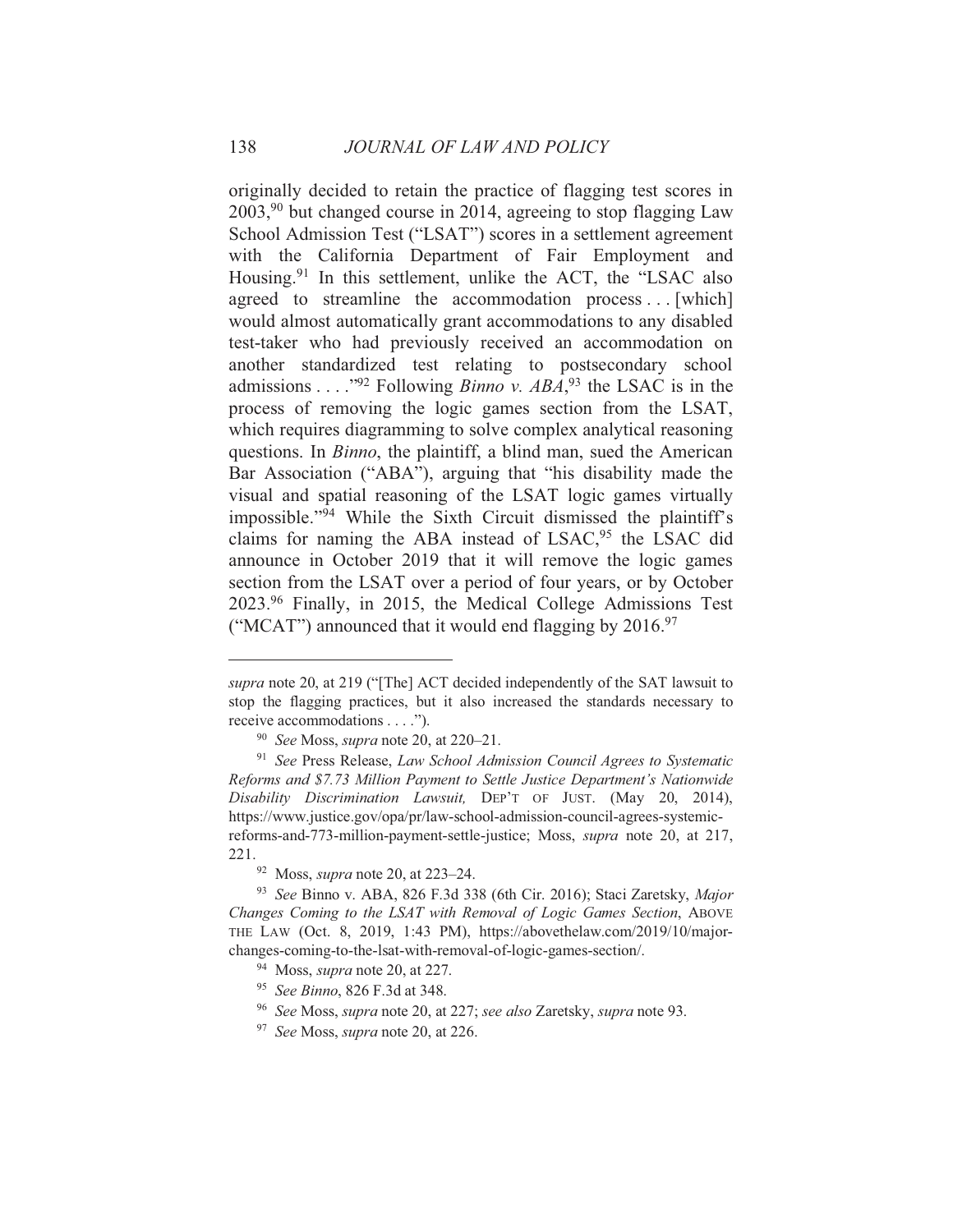originally decided to retain the practice of flagging test scores in 2003,[90] but changed course in 2014, agreeing to stop flagging Law School Admission Test ("LSAT") scores in a settlement agreement with the California Department of Fair Employment and Housing.[91] In this settlement, unlike the ACT, the "LSAC also agreed to streamline the accommodation process . . . [which] would almost automatically grant accommodations to any disabled test-taker who had previously received an accommodation on another standardized test relating to postsecondary school admissions . . . ."[92] Following *Binno v. ABA*,[93] the LSAC is in the process of removing the logic games section from the LSAT, which requires diagramming to solve complex analytical reasoning questions. In *Binno*, the plaintiff, a blind man, sued the American Bar Association ("ABA"), arguing that "his disability made the visual and spatial reasoning of the LSAT logic games virtually impossible."[94] While the Sixth Circuit dismissed the plaintiff's claims for naming the ABA instead of LSAC,[95] the LSAC did announce in October 2019 that it will remove the logic games section from the LSAT over a period of four years, or by October 2023.[96] Finally, in 2015, the Medical College Admissions Test ("MCAT") announced that it would end flagging by 2016.[97]

---

*supra* note 20, at 219 ("[The] ACT decided independently of the SAT lawsuit to stop the flagging practices, but it also increased the standards necessary to receive accommodations . . . .").

[90] *See* Moss, *supra* note 20, at 220–21.

[91] *See* Press Release, *Law School Admission Council Agrees to Systematic Reforms and $7.73 Million Payment to Settle Justice Department's Nationwide Disability Discrimination Lawsuit,* DEP'T OF JUST. (May 20, 2014), https://www.justice.gov/opa/pr/law-school-admission-council-agrees-systemic-reforms-and-773-million-payment-settle-justice; Moss, *supra* note 20, at 217, 221.

[92] Moss, *supra* note 20, at 223–24.

[93] *See* Binno v. ABA, 826 F.3d 338 (6th Cir. 2016); Staci Zaretsky, *Major Changes Coming to the LSAT with Removal of Logic Games Section*, ABOVE THE LAW (Oct. 8, 2019, 1:43 PM), https://abovethelaw.com/2019/10/major-changes-coming-to-the-lsat-with-removal-of-logic-games-section/.

[94] Moss, *supra* note 20, at 227.

[95] *See Binno*, 826 F.3d at 348.

[96] *See* Moss, *supra* note 20, at 227; *see also* Zaretsky, *supra* note 93.

[97] *See* Moss, *supra* note 20, at 226.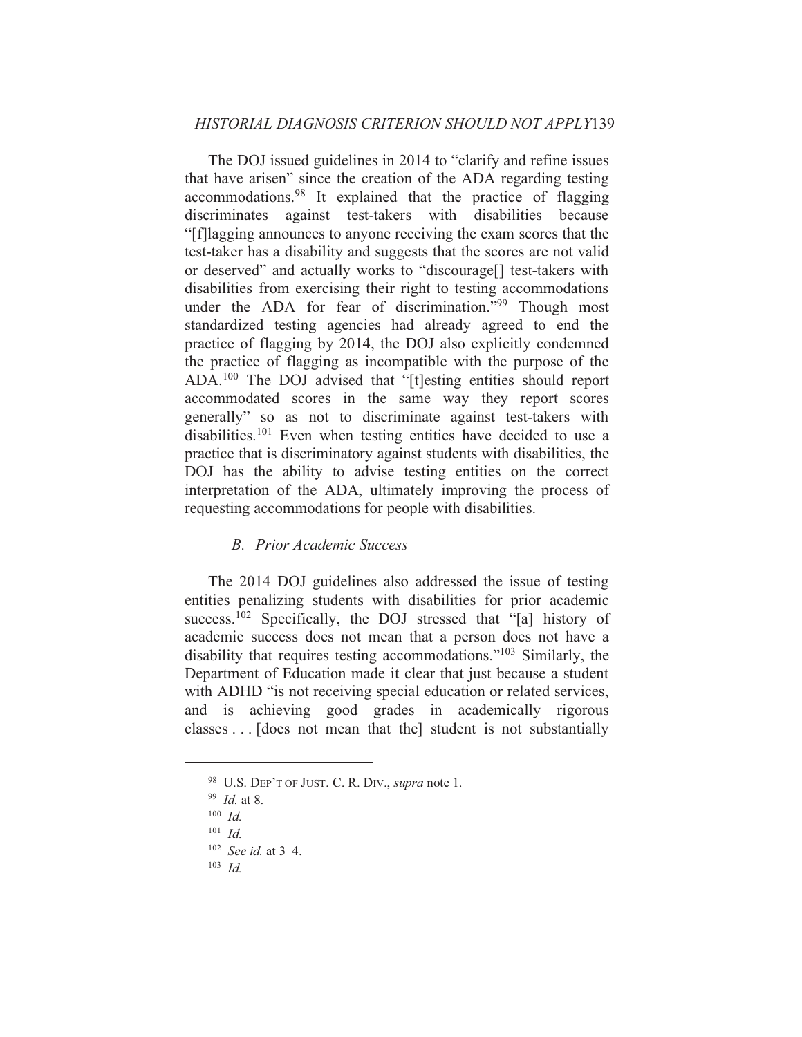The DOJ issued guidelines in 2014 to "clarify and refine issues that have arisen" since the creation of the ADA regarding testing accommodations.[98] It explained that the practice of flagging discriminates against test-takers with disabilities because "[f]lagging announces to anyone receiving the exam scores that the test-taker has a disability and suggests that the scores are not valid or deserved" and actually works to "discourage[] test-takers with disabilities from exercising their right to testing accommodations under the ADA for fear of discrimination."[99] Though most standardized testing agencies had already agreed to end the practice of flagging by 2014, the DOJ also explicitly condemned the practice of flagging as incompatible with the purpose of the ADA.[100] The DOJ advised that "[t]esting entities should report accommodated scores in the same way they report scores generally" so as not to discriminate against test-takers with disabilities.[101] Even when testing entities have decided to use a practice that is discriminatory against students with disabilities, the DOJ has the ability to advise testing entities on the correct interpretation of the ADA, ultimately improving the process of requesting accommodations for people with disabilities.

### *B. Prior Academic Success*

The 2014 DOJ guidelines also addressed the issue of testing entities penalizing students with disabilities for prior academic success.[102] Specifically, the DOJ stressed that "[a] history of academic success does not mean that a person does not have a disability that requires testing accommodations."[103] Similarly, the Department of Education made it clear that just because a student with ADHD "is not receiving special education or related services, and is achieving good grades in academically rigorous classes . . . [does not mean that the] student is not substantially

---

[98] U.S. DEP'T OF JUST. C. R. DIV., *supra* note 1.

[99] *Id.* at 8.

[100] *Id.*

[101] *Id.*

[102] *See id.* at 3–4.

[103] *Id.*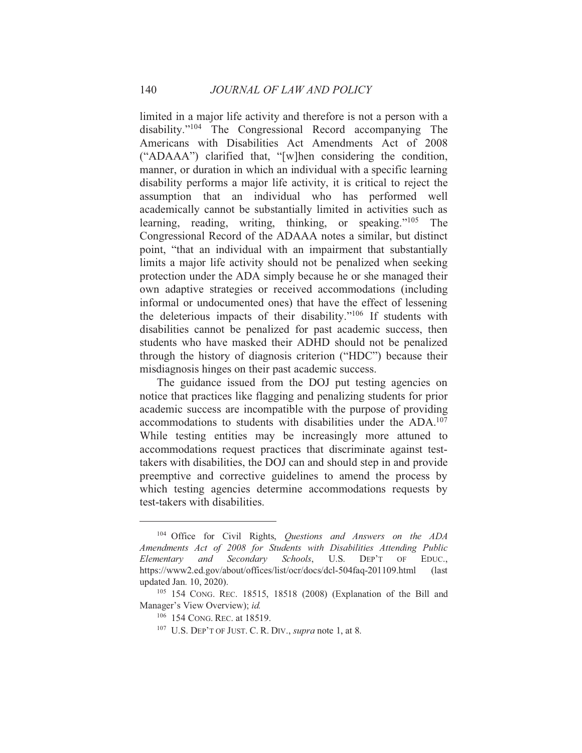limited in a major life activity and therefore is not a person with a disability."[104] The Congressional Record accompanying The Americans with Disabilities Act Amendments Act of 2008 ("ADAAA") clarified that, "[w]hen considering the condition, manner, or duration in which an individual with a specific learning disability performs a major life activity, it is critical to reject the assumption that an individual who has performed well academically cannot be substantially limited in activities such as learning, reading, writing, thinking, or speaking."[105] The Congressional Record of the ADAAA notes a similar, but distinct point, "that an individual with an impairment that substantially limits a major life activity should not be penalized when seeking protection under the ADA simply because he or she managed their own adaptive strategies or received accommodations (including informal or undocumented ones) that have the effect of lessening the deleterious impacts of their disability."[106] If students with disabilities cannot be penalized for past academic success, then students who have masked their ADHD should not be penalized through the history of diagnosis criterion ("HDC") because their misdiagnosis hinges on their past academic success.

The guidance issued from the DOJ put testing agencies on notice that practices like flagging and penalizing students for prior academic success are incompatible with the purpose of providing accommodations to students with disabilities under the ADA.[107] While testing entities may be increasingly more attuned to accommodations request practices that discriminate against test-takers with disabilities, the DOJ can and should step in and provide preemptive and corrective guidelines to amend the process by which testing agencies determine accommodations requests by test-takers with disabilities.

---

[104] Office for Civil Rights, *Questions and Answers on the ADA Amendments Act of 2008 for Students with Disabilities Attending Public Elementary and Secondary Schools*, U.S. DEP'T OF EDUC., https://www2.ed.gov/about/offices/list/ocr/docs/dcl-504faq-201109.html (last updated Jan. 10, 2020).

[105] 154 CONG. REC. 18515, 18518 (2008) (Explanation of the Bill and Manager's View Overview); *id.*

[106] 154 CONG. REC. at 18519.

[107] U.S. DEP'T OF JUST. C. R. DIV., *supra* note 1, at 8.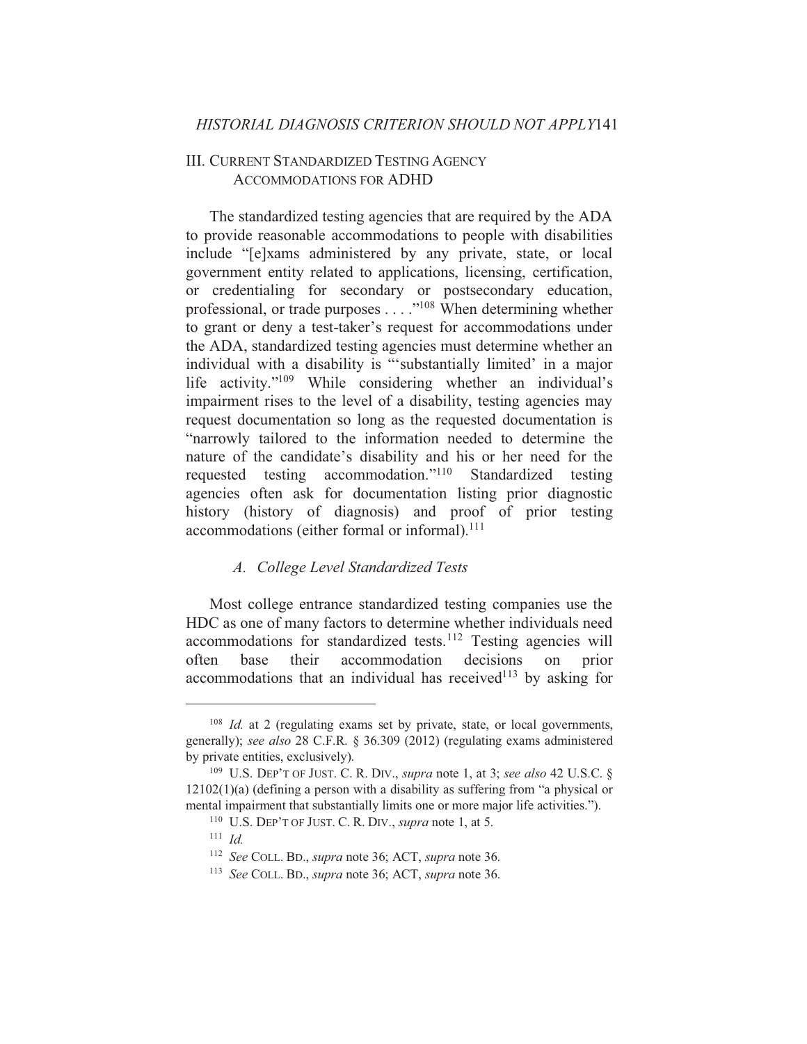## III. Current Standardized Testing Agency Accommodations for ADHD

The standardized testing agencies that are required by the ADA to provide reasonable accommodations to people with disabilities include "[e]xams administered by any private, state, or local government entity related to applications, licensing, certification, or credentialing for secondary or postsecondary education, professional, or trade purposes . . . ."[108] When determining whether to grant or deny a test-taker's request for accommodations under the ADA, standardized testing agencies must determine whether an individual with a disability is "'substantially limited' in a major life activity."[109] While considering whether an individual's impairment rises to the level of a disability, testing agencies may request documentation so long as the requested documentation is "narrowly tailored to the information needed to determine the nature of the candidate's disability and his or her need for the requested testing accommodation."[110] Standardized testing agencies often ask for documentation listing prior diagnostic history (history of diagnosis) and proof of prior testing accommodations (either formal or informal).[111]

### *A. College Level Standardized Tests*

Most college entrance standardized testing companies use the HDC as one of many factors to determine whether individuals need accommodations for standardized tests.[112] Testing agencies will often base their accommodation decisions on prior accommodations that an individual has received[113] by asking for

---

[108] *Id.* at 2 (regulating exams set by private, state, or local governments, generally); *see also* 28 C.F.R. § 36.309 (2012) (regulating exams administered by private entities, exclusively).

[109] U.S. Dep't of Just. C. R. Div., *supra* note 1, at 3; *see also* 42 U.S.C. § 12102(1)(a) (defining a person with a disability as suffering from "a physical or mental impairment that substantially limits one or more major life activities.").

[110] U.S. Dep't of Just. C. R. Div., *supra* note 1, at 5.

[111] *Id.*

[112] *See* Coll. Bd., *supra* note 36; ACT, *supra* note 36.

[113] *See* Coll. Bd., *supra* note 36; ACT, *supra* note 36.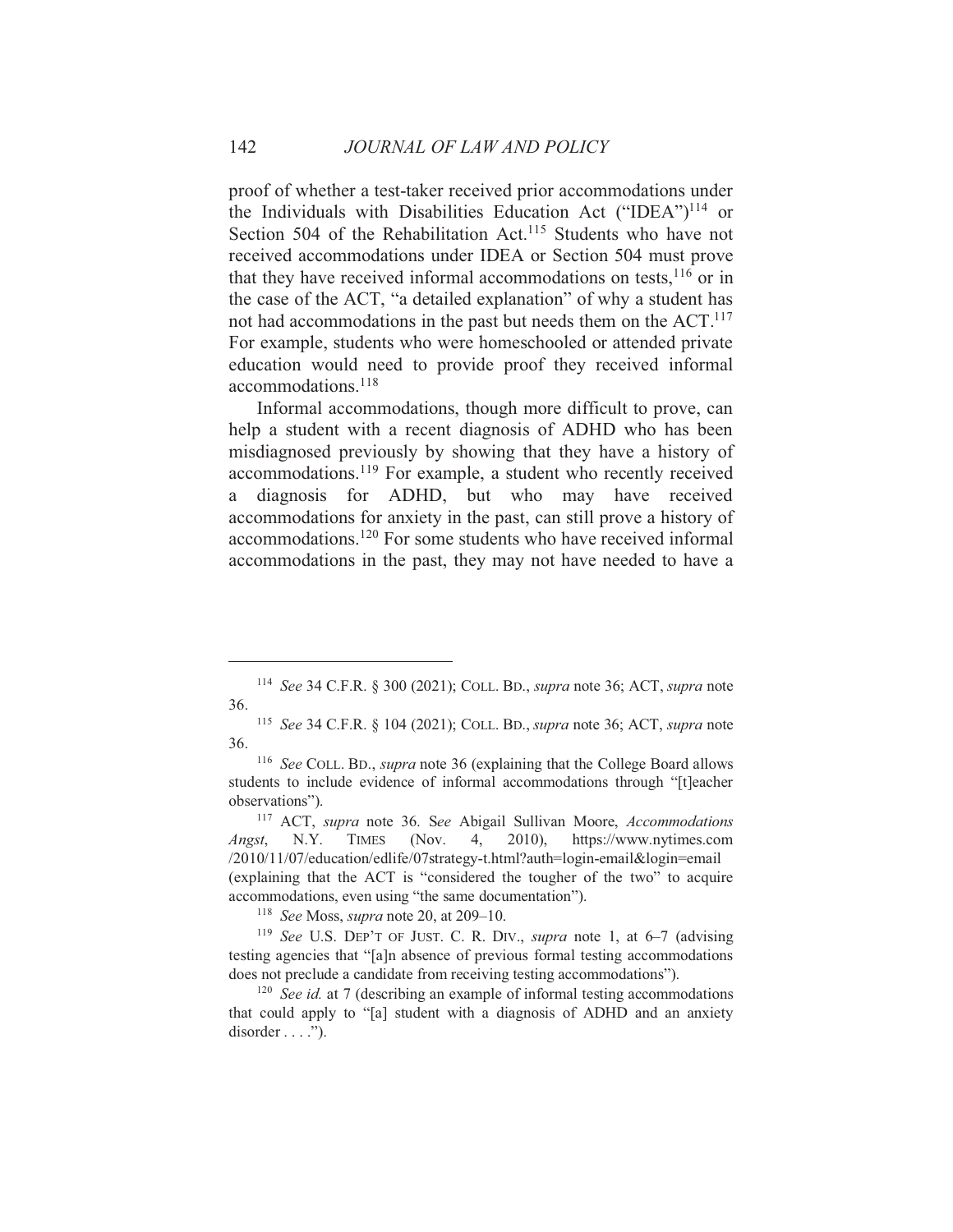proof of whether a test-taker received prior accommodations under the Individuals with Disabilities Education Act ("IDEA")[114] or Section 504 of the Rehabilitation Act.[115] Students who have not received accommodations under IDEA or Section 504 must prove that they have received informal accommodations on tests,[116] or in the case of the ACT, "a detailed explanation" of why a student has not had accommodations in the past but needs them on the ACT.[117] For example, students who were homeschooled or attended private education would need to provide proof they received informal accommodations.[118]

Informal accommodations, though more difficult to prove, can help a student with a recent diagnosis of ADHD who has been misdiagnosed previously by showing that they have a history of accommodations.[119] For example, a student who recently received a diagnosis for ADHD, but who may have received accommodations for anxiety in the past, can still prove a history of accommodations.[120] For some students who have received informal accommodations in the past, they may not have needed to have a

---

[114] *See* 34 C.F.R. § 300 (2021); COLL. BD., *supra* note 36; ACT, *supra* note 36.

[115] *See* 34 C.F.R. § 104 (2021); COLL. BD., *supra* note 36; ACT, *supra* note 36.

[116] *See* COLL. BD., *supra* note 36 (explaining that the College Board allows students to include evidence of informal accommodations through "[t]eacher observations").

[117] ACT, *supra* note 36. S*ee* Abigail Sullivan Moore, *Accommodations Angst*, N.Y. TIMES (Nov. 4, 2010), https://www.nytimes.com/2010/11/07/education/edlife/07strategy-t.html?auth=login-email&login=email (explaining that the ACT is "considered the tougher of the two" to acquire accommodations, even using "the same documentation").

[118] *See* Moss, *supra* note 20, at 209–10.

[119] *See* U.S. DEP'T OF JUST. C. R. DIV., *supra* note 1, at 6–7 (advising testing agencies that "[a]n absence of previous formal testing accommodations does not preclude a candidate from receiving testing accommodations").

[120] *See id.* at 7 (describing an example of informal testing accommodations that could apply to "[a] student with a diagnosis of ADHD and an anxiety disorder . . . .").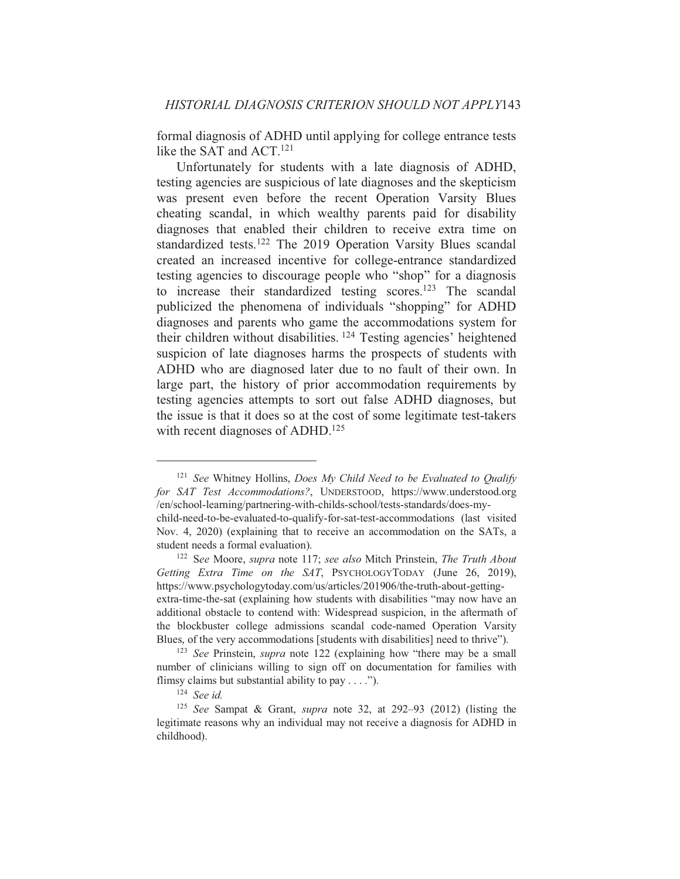formal diagnosis of ADHD until applying for college entrance tests like the SAT and ACT.[121]

Unfortunately for students with a late diagnosis of ADHD, testing agencies are suspicious of late diagnoses and the skepticism was present even before the recent Operation Varsity Blues cheating scandal, in which wealthy parents paid for disability diagnoses that enabled their children to receive extra time on standardized tests.[122] The 2019 Operation Varsity Blues scandal created an increased incentive for college-entrance standardized testing agencies to discourage people who "shop" for a diagnosis to increase their standardized testing scores.[123] The scandal publicized the phenomena of individuals "shopping" for ADHD diagnoses and parents who game the accommodations system for their children without disabilities.[124] Testing agencies' heightened suspicion of late diagnoses harms the prospects of students with ADHD who are diagnosed later due to no fault of their own. In large part, the history of prior accommodation requirements by testing agencies attempts to sort out false ADHD diagnoses, but the issue is that it does so at the cost of some legitimate test-takers with recent diagnoses of ADHD.[125]

---

[121] *See* Whitney Hollins, *Does My Child Need to be Evaluated to Qualify for SAT Test Accommodations?*, UNDERSTOOD, https://www.understood.org/en/school-learning/partnering-with-childs-school/tests-standards/does-my-child-need-to-be-evaluated-to-qualify-for-sat-test-accommodations (last visited Nov. 4, 2020) (explaining that to receive an accommodation on the SATs, a student needs a formal evaluation).

[122] *See* Moore, *supra* note 117; *see also* Mitch Prinstein, *The Truth About Getting Extra Time on the SAT*, PSYCHOLOGYTODAY (June 26, 2019), https://www.psychologytoday.com/us/articles/201906/the-truth-about-getting-extra-time-the-sat (explaining how students with disabilities "may now have an additional obstacle to contend with: Widespread suspicion, in the aftermath of the blockbuster college admissions scandal code-named Operation Varsity Blues, of the very accommodations [students with disabilities] need to thrive").

[123] *See* Prinstein, *supra* note 122 (explaining how "there may be a small number of clinicians willing to sign off on documentation for families with flimsy claims but substantial ability to pay . . . .").

[124] *See id.*

[125] *See* Sampat & Grant, *supra* note 32, at 292–93 (2012) (listing the legitimate reasons why an individual may not receive a diagnosis for ADHD in childhood).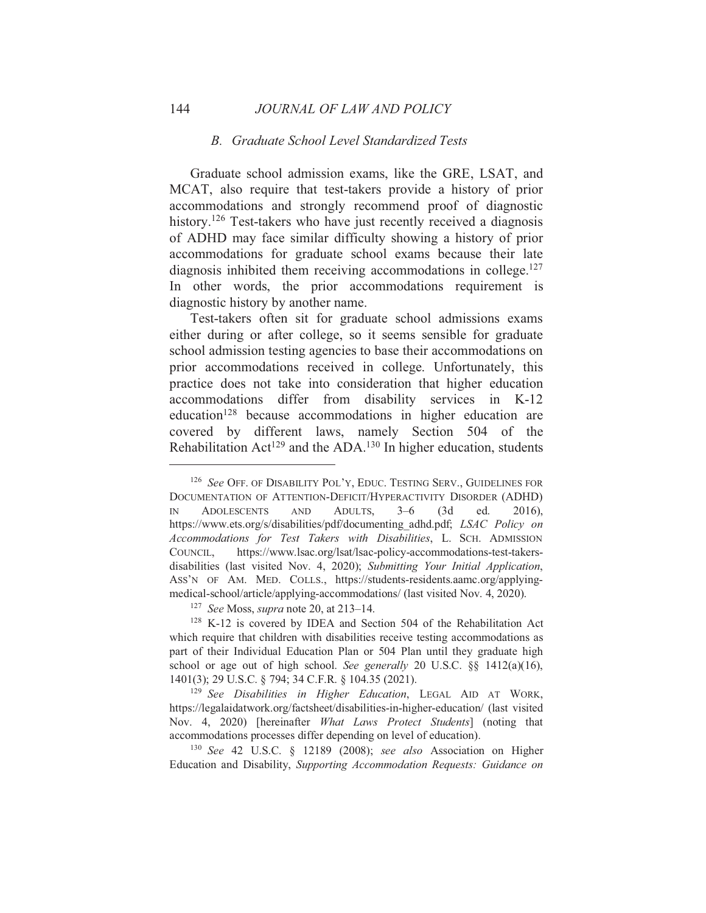### *B. Graduate School Level Standardized Tests*

Graduate school admission exams, like the GRE, LSAT, and MCAT, also require that test-takers provide a history of prior accommodations and strongly recommend proof of diagnostic history.[126] Test-takers who have just recently received a diagnosis of ADHD may face similar difficulty showing a history of prior accommodations for graduate school exams because their late diagnosis inhibited them receiving accommodations in college.[127] In other words, the prior accommodations requirement is diagnostic history by another name.

Test-takers often sit for graduate school admissions exams either during or after college, so it seems sensible for graduate school admission testing agencies to base their accommodations on prior accommodations received in college. Unfortunately, this practice does not take into consideration that higher education accommodations differ from disability services in K-12 education[128] because accommodations in higher education are covered by different laws, namely Section 504 of the Rehabilitation Act[129] and the ADA.[130] In higher education, students

---

[126] *See* OFF. OF DISABILITY POL'Y, EDUC. TESTING SERV., GUIDELINES FOR DOCUMENTATION OF ATTENTION-DEFICIT/HYPERACTIVITY DISORDER (ADHD) IN ADOLESCENTS AND ADULTS, 3–6 (3d ed. 2016), https://www.ets.org/s/disabilities/pdf/documenting_adhd.pdf; *LSAC Policy on Accommodations for Test Takers with Disabilities*, L. SCH. ADMISSION COUNCIL, https://www.lsac.org/lsat/lsac-policy-accommodations-test-takers-disabilities (last visited Nov. 4, 2020); *Submitting Your Initial Application*, ASS'N OF AM. MED. COLLS., https://students-residents.aamc.org/applying-medical-school/article/applying-accommodations/ (last visited Nov. 4, 2020).

[127] *See* Moss, *supra* note 20, at 213–14.

[128] K-12 is covered by IDEA and Section 504 of the Rehabilitation Act which require that children with disabilities receive testing accommodations as part of their Individual Education Plan or 504 Plan until they graduate high school or age out of high school. *See generally* 20 U.S.C. §§ 1412(a)(16), 1401(3); 29 U.S.C. § 794; 34 C.F.R. § 104.35 (2021).

[129] *See Disabilities in Higher Education*, LEGAL AID AT WORK, https://legalaidatwork.org/factsheet/disabilities-in-higher-education/ (last visited Nov. 4, 2020) [hereinafter *What Laws Protect Students*] (noting that accommodations processes differ depending on level of education).

[130] *See* 42 U.S.C. § 12189 (2008); *see also* Association on Higher Education and Disability, *Supporting Accommodation Requests: Guidance on*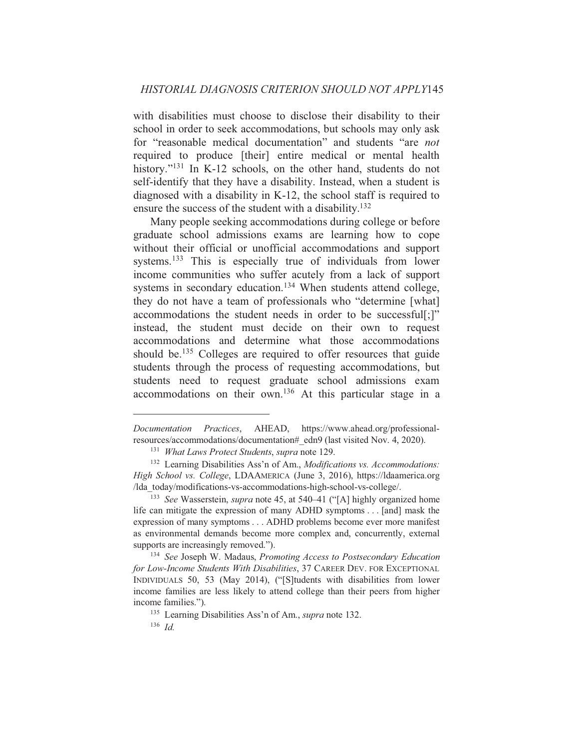with disabilities must choose to disclose their disability to their school in order to seek accommodations, but schools may only ask for "reasonable medical documentation" and students "are *not* required to produce [their] entire medical or mental health history."[131] In K-12 schools, on the other hand, students do not self-identify that they have a disability. Instead, when a student is diagnosed with a disability in K-12, the school staff is required to ensure the success of the student with a disability.[132]

Many people seeking accommodations during college or before graduate school admissions exams are learning how to cope without their official or unofficial accommodations and support systems.[133] This is especially true of individuals from lower income communities who suffer acutely from a lack of support systems in secondary education.[134] When students attend college, they do not have a team of professionals who "determine [what] accommodations the student needs in order to be successful[;]" instead, the student must decide on their own to request accommodations and determine what those accommodations should be.[135] Colleges are required to offer resources that guide students through the process of requesting accommodations, but students need to request graduate school admissions exam accommodations on their own.[136] At this particular stage in a

---

*Documentation Practices*, AHEAD, https://www.ahead.org/professional-resources/accommodations/documentation#_edn9 (last visited Nov. 4, 2020).

[131] *What Laws Protect Students*, *supra* note 129.

[132] Learning Disabilities Ass'n of Am., *Modifications vs. Accommodations: High School vs. College*, LDAAMERICA (June 3, 2016), https://ldaamerica.org/lda_today/modifications-vs-accommodations-high-school-vs-college/.

[133] *See* Wasserstein, *supra* note 45, at 540–41 ("[A] highly organized home life can mitigate the expression of many ADHD symptoms . . . [and] mask the expression of many symptoms . . . ADHD problems become ever more manifest as environmental demands become more complex and, concurrently, external supports are increasingly removed.").

[134] *See* Joseph W. Madaus, *Promoting Access to Postsecondary Education for Low-Income Students With Disabilities*, 37 CAREER DEV. FOR EXCEPTIONAL INDIVIDUALS 50, 53 (May 2014), ("[S]tudents with disabilities from lower income families are less likely to attend college than their peers from higher income families.").

[135] Learning Disabilities Ass'n of Am., *supra* note 132.

[136] *Id.*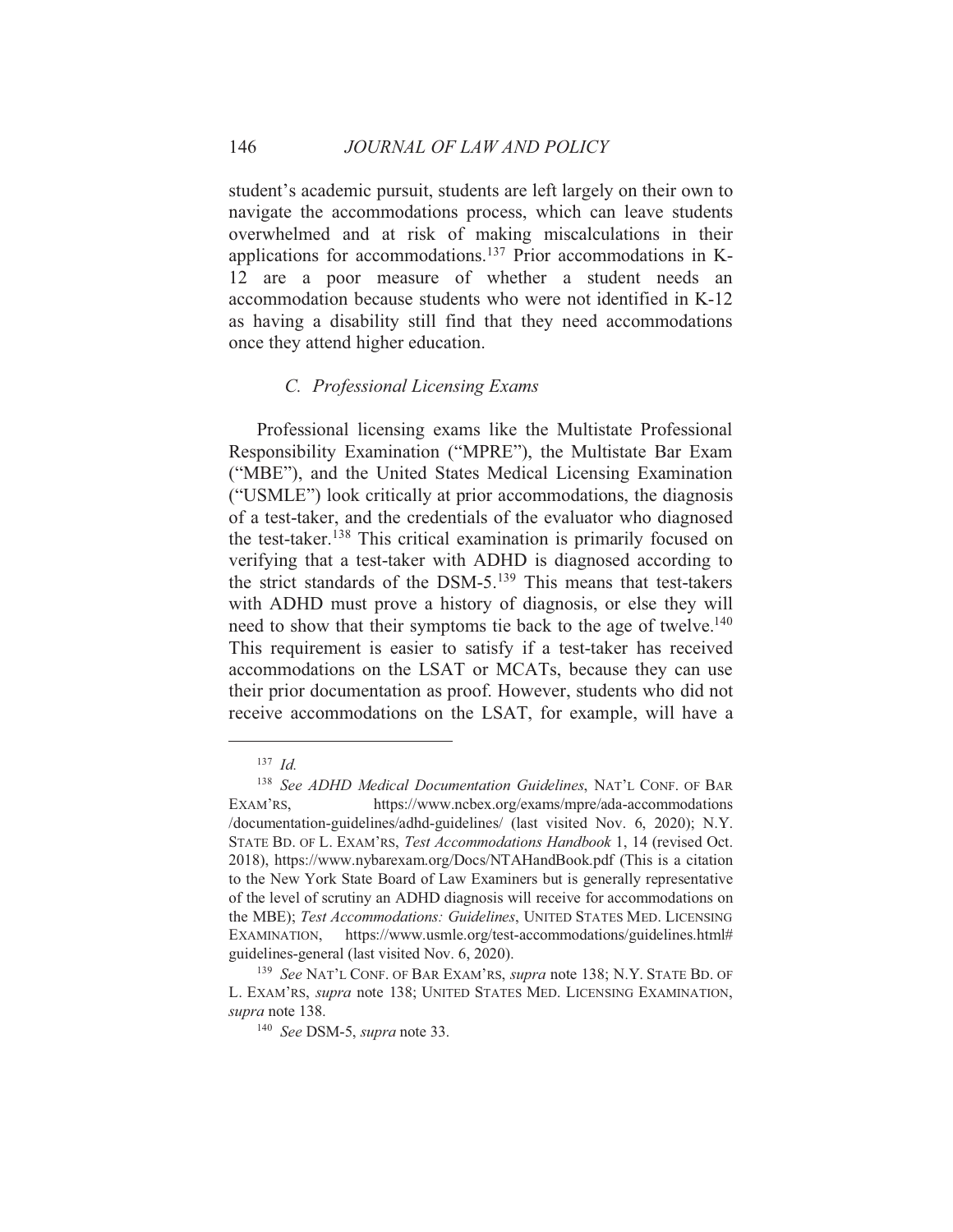student's academic pursuit, students are left largely on their own to navigate the accommodations process, which can leave students overwhelmed and at risk of making miscalculations in their applications for accommodations.[137] Prior accommodations in K-12 are a poor measure of whether a student needs an accommodation because students who were not identified in K-12 as having a disability still find that they need accommodations once they attend higher education.

### *C. Professional Licensing Exams*

Professional licensing exams like the Multistate Professional Responsibility Examination ("MPRE"), the Multistate Bar Exam ("MBE"), and the United States Medical Licensing Examination ("USMLE") look critically at prior accommodations, the diagnosis of a test-taker, and the credentials of the evaluator who diagnosed the test-taker.[138] This critical examination is primarily focused on verifying that a test-taker with ADHD is diagnosed according to the strict standards of the DSM-5.[139] This means that test-takers with ADHD must prove a history of diagnosis, or else they will need to show that their symptoms tie back to the age of twelve.[140] This requirement is easier to satisfy if a test-taker has received accommodations on the LSAT or MCATs, because they can use their prior documentation as proof. However, students who did not receive accommodations on the LSAT, for example, will have a

---

[137] *Id.*

[138] *See ADHD Medical Documentation Guidelines*, NAT'L CONF. OF BAR EXAM'RS, https://www.ncbex.org/exams/mpre/ada-accommodations/documentation-guidelines/adhd-guidelines/ (last visited Nov. 6, 2020); N.Y. STATE BD. OF L. EXAM'RS, *Test Accommodations Handbook* 1, 14 (revised Oct. 2018), https://www.nybarexam.org/Docs/NTAHandBook.pdf (This is a citation to the New York State Board of Law Examiners but is generally representative of the level of scrutiny an ADHD diagnosis will receive for accommodations on the MBE); *Test Accommodations: Guidelines*, UNITED STATES MED. LICENSING EXAMINATION, https://www.usmle.org/test-accommodations/guidelines.html#guidelines-general (last visited Nov. 6, 2020).

[139] *See* NAT'L CONF. OF BAR EXAM'RS, *supra* note 138; N.Y. STATE BD. OF L. EXAM'RS, *supra* note 138; UNITED STATES MED. LICENSING EXAMINATION, *supra* note 138.

[140] *See* DSM-5, *supra* note 33.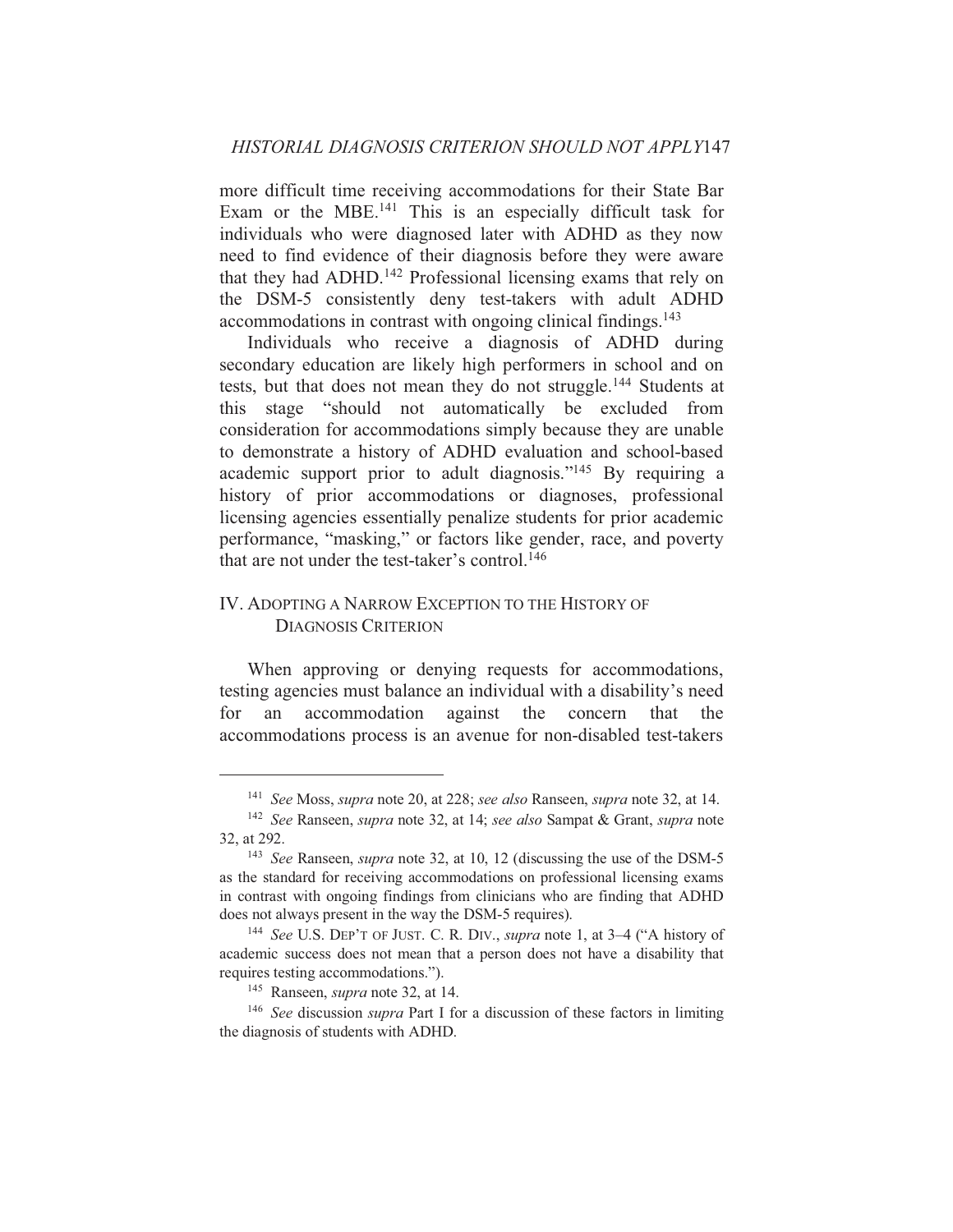more difficult time receiving accommodations for their State Bar Exam or the MBE.[141] This is an especially difficult task for individuals who were diagnosed later with ADHD as they now need to find evidence of their diagnosis before they were aware that they had ADHD.[142] Professional licensing exams that rely on the DSM-5 consistently deny test-takers with adult ADHD accommodations in contrast with ongoing clinical findings.[143]

Individuals who receive a diagnosis of ADHD during secondary education are likely high performers in school and on tests, but that does not mean they do not struggle.[144] Students at this stage "should not automatically be excluded from consideration for accommodations simply because they are unable to demonstrate a history of ADHD evaluation and school-based academic support prior to adult diagnosis."[145] By requiring a history of prior accommodations or diagnoses, professional licensing agencies essentially penalize students for prior academic performance, "masking," or factors like gender, race, and poverty that are not under the test-taker's control.[146]

## IV. Adopting a Narrow Exception to the History of Diagnosis Criterion

When approving or denying requests for accommodations, testing agencies must balance an individual with a disability's need for an accommodation against the concern that the accommodations process is an avenue for non-disabled test-takers

---

[141] *See* Moss, *supra* note 20, at 228; *see also* Ranseen, *supra* note 32, at 14.

[142] *See* Ranseen, *supra* note 32, at 14; *see also* Sampat & Grant, *supra* note 32, at 292.

[143] *See* Ranseen, *supra* note 32, at 10, 12 (discussing the use of the DSM-5 as the standard for receiving accommodations on professional licensing exams in contrast with ongoing findings from clinicians who are finding that ADHD does not always present in the way the DSM-5 requires).

[144] *See* U.S. Dep't of Just. C. R. Div., *supra* note 1, at 3–4 ("A history of academic success does not mean that a person does not have a disability that requires testing accommodations.").

[145] Ranseen, *supra* note 32, at 14.

[146] *See* discussion *supra* Part I for a discussion of these factors in limiting the diagnosis of students with ADHD.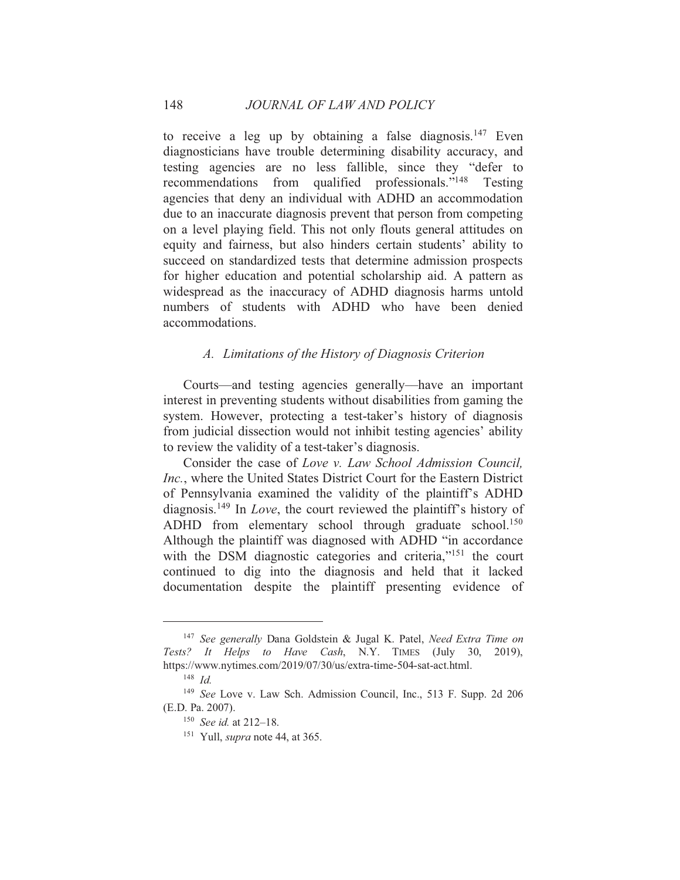to receive a leg up by obtaining a false diagnosis.[147] Even diagnosticians have trouble determining disability accuracy, and testing agencies are no less fallible, since they "defer to recommendations from qualified professionals."[148] Testing agencies that deny an individual with ADHD an accommodation due to an inaccurate diagnosis prevent that person from competing on a level playing field. This not only flouts general attitudes on equity and fairness, but also hinders certain students' ability to succeed on standardized tests that determine admission prospects for higher education and potential scholarship aid. A pattern as widespread as the inaccuracy of ADHD diagnosis harms untold numbers of students with ADHD who have been denied accommodations.

### *A. Limitations of the History of Diagnosis Criterion*

Courts—and testing agencies generally—have an important interest in preventing students without disabilities from gaming the system. However, protecting a test-taker's history of diagnosis from judicial dissection would not inhibit testing agencies' ability to review the validity of a test-taker's diagnosis.

Consider the case of *Love v. Law School Admission Council, Inc.*, where the United States District Court for the Eastern District of Pennsylvania examined the validity of the plaintiff's ADHD diagnosis.[149] In *Love*, the court reviewed the plaintiff's history of ADHD from elementary school through graduate school.[150] Although the plaintiff was diagnosed with ADHD "in accordance with the DSM diagnostic categories and criteria,"[151] the court continued to dig into the diagnosis and held that it lacked documentation despite the plaintiff presenting evidence of

---

[147] *See generally* Dana Goldstein & Jugal K. Patel, *Need Extra Time on Tests? It Helps to Have Cash*, N.Y. TIMES (July 30, 2019), https://www.nytimes.com/2019/07/30/us/extra-time-504-sat-act.html.

[148] *Id.*

[149] *See* Love v. Law Sch. Admission Council, Inc., 513 F. Supp. 2d 206 (E.D. Pa. 2007).

[150] *See id.* at 212–18.

[151] Yull, *supra* note 44, at 365.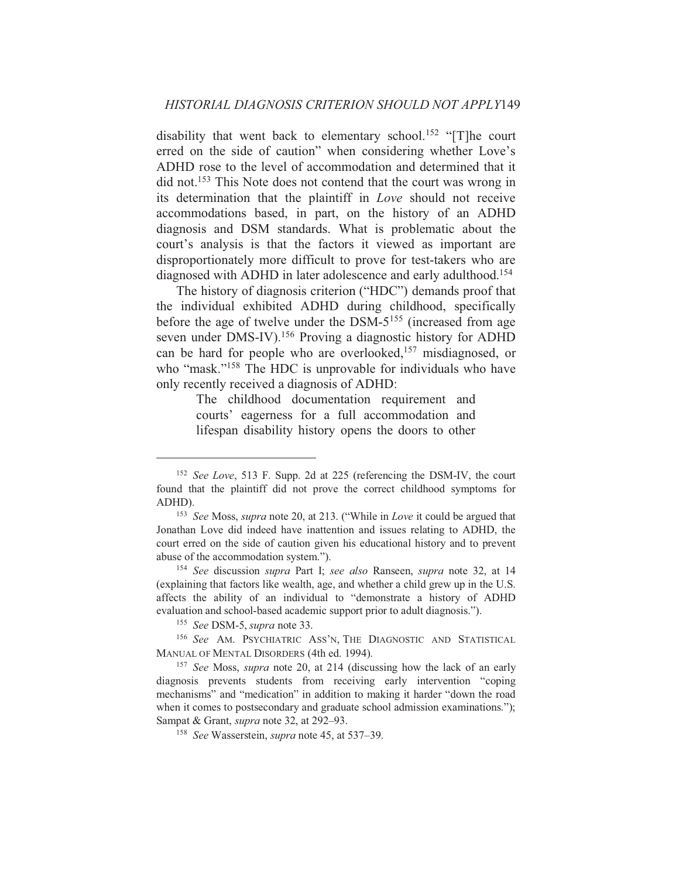disability that went back to elementary school.[152] "[T]he court erred on the side of caution" when considering whether Love's ADHD rose to the level of accommodation and determined that it did not.[153] This Note does not contend that the court was wrong in its determination that the plaintiff in *Love* should not receive accommodations based, in part, on the history of an ADHD diagnosis and DSM standards. What is problematic about the court's analysis is that the factors it viewed as important are disproportionately more difficult to prove for test-takers who are diagnosed with ADHD in later adolescence and early adulthood.[154]

The history of diagnosis criterion ("HDC") demands proof that the individual exhibited ADHD during childhood, specifically before the age of twelve under the DSM-5[155] (increased from age seven under DMS-IV).[156] Proving a diagnostic history for ADHD can be hard for people who are overlooked,[157] misdiagnosed, or who "mask."[158] The HDC is unprovable for individuals who have only recently received a diagnosis of ADHD:

> The childhood documentation requirement and courts' eagerness for a full accommodation and lifespan disability history opens the doors to other

---

[152] *See Love*, 513 F. Supp. 2d at 225 (referencing the DSM-IV, the court found that the plaintiff did not prove the correct childhood symptoms for ADHD).

[153] *See* Moss, *supra* note 20, at 213. ("While in *Love* it could be argued that Jonathan Love did indeed have inattention and issues relating to ADHD, the court erred on the side of caution given his educational history and to prevent abuse of the accommodation system.").

[154] *See* discussion *supra* Part I; *see also* Ranseen, *supra* note 32, at 14 (explaining that factors like wealth, age, and whether a child grew up in the U.S. affects the ability of an individual to "demonstrate a history of ADHD evaluation and school-based academic support prior to adult diagnosis.").

[155] *See* DSM-5, *supra* note 33.

[156] *See* AM. PSYCHIATRIC ASS'N, THE DIAGNOSTIC AND STATISTICAL MANUAL OF MENTAL DISORDERS (4th ed. 1994).

[157] *See* Moss, *supra* note 20, at 214 (discussing how the lack of an early diagnosis prevents students from receiving early intervention "coping mechanisms" and "medication" in addition to making it harder "down the road when it comes to postsecondary and graduate school admission examinations."); Sampat & Grant, *supra* note 32, at 292–93.

[158] *See* Wasserstein, *supra* note 45, at 537–39.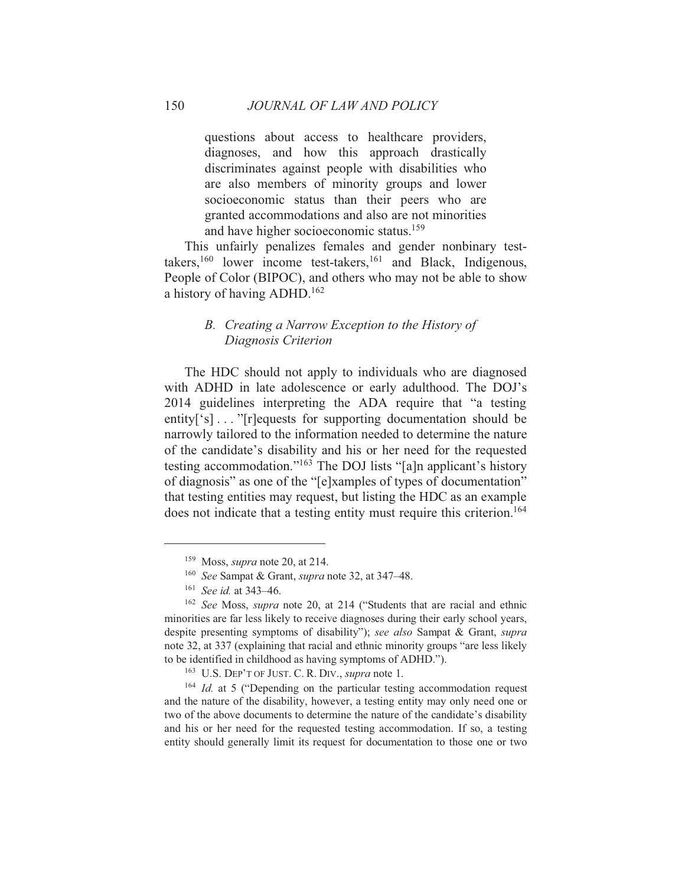> questions about access to healthcare providers, diagnoses, and how this approach drastically discriminates against people with disabilities who are also members of minority groups and lower socioeconomic status than their peers who are granted accommodations and also are not minorities and have higher socioeconomic status.[159]

This unfairly penalizes females and gender nonbinary test-takers,[160] lower income test-takers,[161] and Black, Indigenous, People of Color (BIPOC), and others who may not be able to show a history of having ADHD.[162]

### *B. Creating a Narrow Exception to the History of Diagnosis Criterion*

The HDC should not apply to individuals who are diagnosed with ADHD in late adolescence or early adulthood. The DOJ's 2014 guidelines interpreting the ADA require that "a testing entity['s] . . . "[r]equests for supporting documentation should be narrowly tailored to the information needed to determine the nature of the candidate's disability and his or her need for the requested testing accommodation."[163] The DOJ lists "[a]n applicant's history of diagnosis" as one of the "[e]xamples of types of documentation" that testing entities may request, but listing the HDC as an example does not indicate that a testing entity must require this criterion.[164]

---

[159] Moss, *supra* note 20, at 214.

[160] *See* Sampat & Grant, *supra* note 32, at 347–48.

[161] *See id.* at 343–46.

[162] *See* Moss, *supra* note 20, at 214 ("Students that are racial and ethnic minorities are far less likely to receive diagnoses during their early school years, despite presenting symptoms of disability"); *see also* Sampat & Grant, *supra* note 32, at 337 (explaining that racial and ethnic minority groups "are less likely to be identified in childhood as having symptoms of ADHD.").

[163] U.S. DEP'T OF JUST. C. R. DIV., *supra* note 1.

[164] *Id.* at 5 ("Depending on the particular testing accommodation request and the nature of the disability, however, a testing entity may only need one or two of the above documents to determine the nature of the candidate's disability and his or her need for the requested testing accommodation. If so, a testing entity should generally limit its request for documentation to those one or two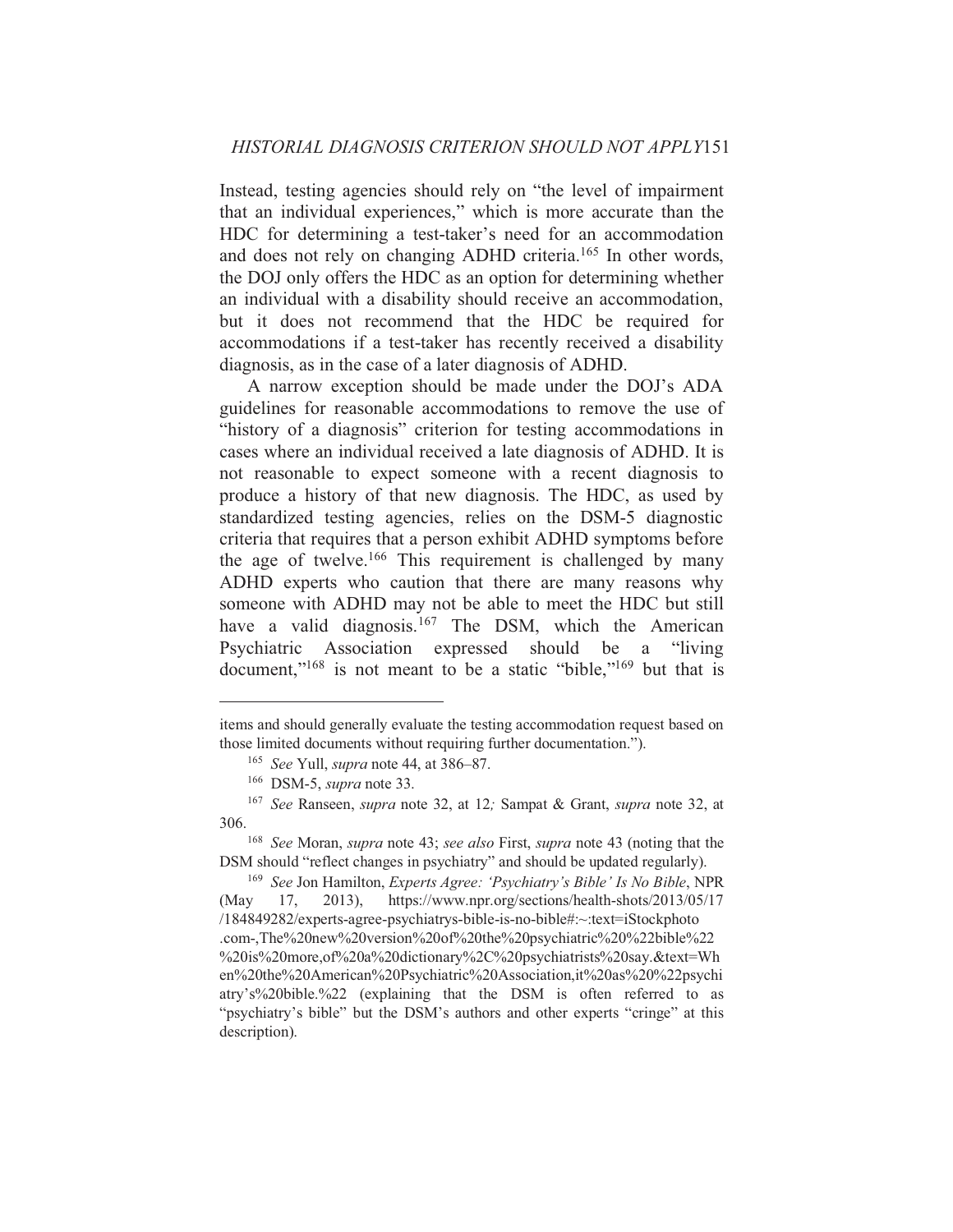Instead, testing agencies should rely on "the level of impairment that an individual experiences," which is more accurate than the HDC for determining a test-taker's need for an accommodation and does not rely on changing ADHD criteria.[165] In other words, the DOJ only offers the HDC as an option for determining whether an individual with a disability should receive an accommodation, but it does not recommend that the HDC be required for accommodations if a test-taker has recently received a disability diagnosis, as in the case of a later diagnosis of ADHD.

A narrow exception should be made under the DOJ's ADA guidelines for reasonable accommodations to remove the use of "history of a diagnosis" criterion for testing accommodations in cases where an individual received a late diagnosis of ADHD. It is not reasonable to expect someone with a recent diagnosis to produce a history of that new diagnosis. The HDC, as used by standardized testing agencies, relies on the DSM-5 diagnostic criteria that requires that a person exhibit ADHD symptoms before the age of twelve.[166] This requirement is challenged by many ADHD experts who caution that there are many reasons why someone with ADHD may not be able to meet the HDC but still have a valid diagnosis.[167] The DSM, which the American Psychiatric Association expressed should be a "living document,"[168] is not meant to be a static "bible,"[169] but that is

---

items and should generally evaluate the testing accommodation request based on those limited documents without requiring further documentation.").

[165] *See* Yull, *supra* note 44, at 386–87.

[166] DSM-5, *supra* note 33.

[167] *See* Ranseen, *supra* note 32, at 12*;* Sampat & Grant, *supra* note 32, at 306.

[168] *See* Moran, *supra* note 43; *see also* First, *supra* note 43 (noting that the DSM should "reflect changes in psychiatry" and should be updated regularly).

[169] *See* Jon Hamilton, *Experts Agree: 'Psychiatry's Bible' Is No Bible*, NPR (May 17, 2013), https://www.npr.org/sections/health-shots/2013/05/17/184849282/experts-agree-psychiatrys-bible-is-no-bible#:~:text=iStockphoto.com-,The%20new%20version%20of%20the%20psychiatric%20%22bible%22%20is%20more,of%20a%20dictionary%2C%20psychiatrists%20say.&text=When%20the%20American%20Psychiatric%20Association,it%20as%20%22psychiatry's%20bible.%22 (explaining that the DSM is often referred to as "psychiatry's bible" but the DSM's authors and other experts "cringe" at this description).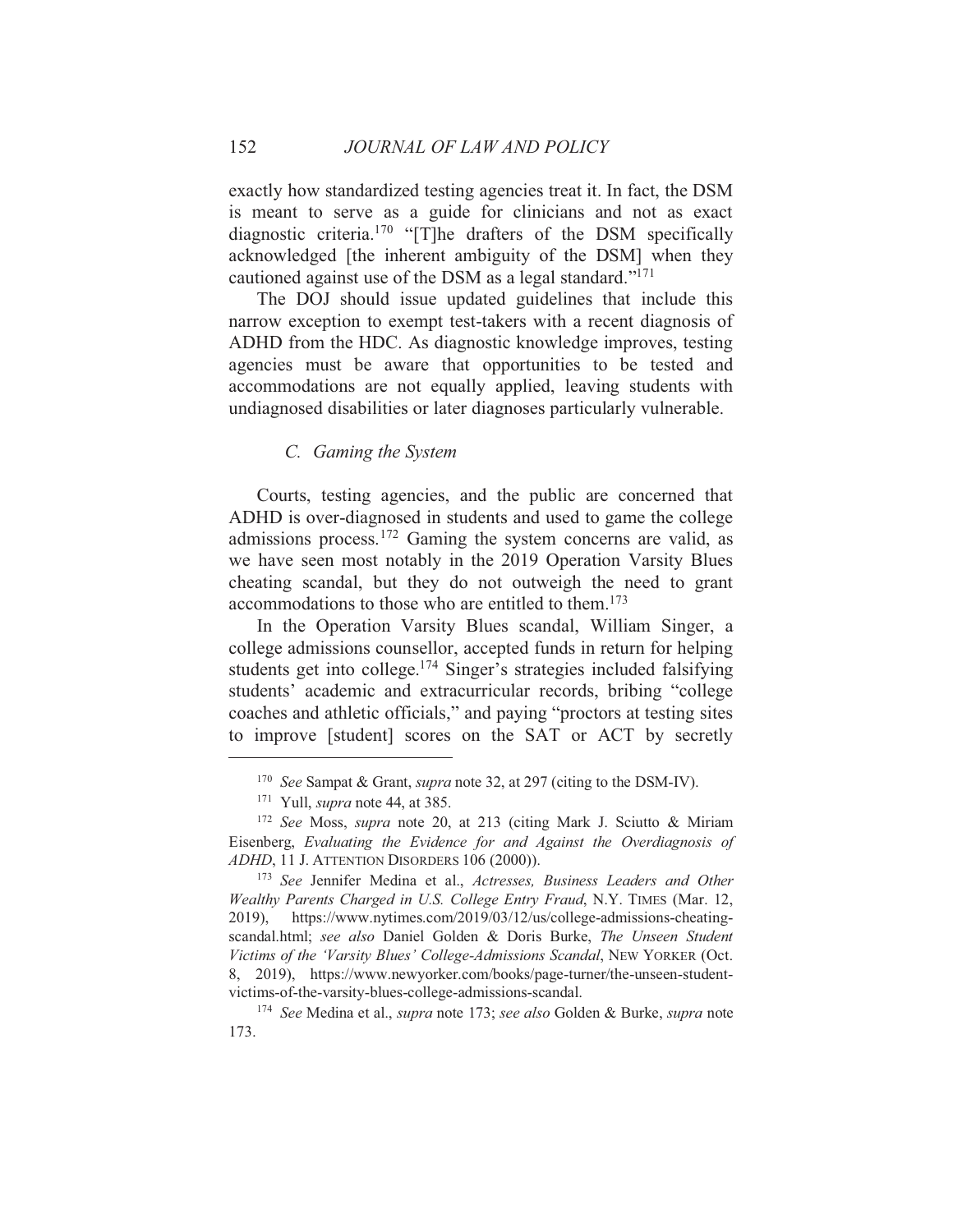exactly how standardized testing agencies treat it. In fact, the DSM is meant to serve as a guide for clinicians and not as exact diagnostic criteria.[170] "[T]he drafters of the DSM specifically acknowledged [the inherent ambiguity of the DSM] when they cautioned against use of the DSM as a legal standard."[171]

The DOJ should issue updated guidelines that include this narrow exception to exempt test-takers with a recent diagnosis of ADHD from the HDC. As diagnostic knowledge improves, testing agencies must be aware that opportunities to be tested and accommodations are not equally applied, leaving students with undiagnosed disabilities or later diagnoses particularly vulnerable.

### *C. Gaming the System*

Courts, testing agencies, and the public are concerned that ADHD is over-diagnosed in students and used to game the college admissions process.[172] Gaming the system concerns are valid, as we have seen most notably in the 2019 Operation Varsity Blues cheating scandal, but they do not outweigh the need to grant accommodations to those who are entitled to them.[173]

In the Operation Varsity Blues scandal, William Singer, a college admissions counsellor, accepted funds in return for helping students get into college.[174] Singer's strategies included falsifying students' academic and extracurricular records, bribing "college coaches and athletic officials," and paying "proctors at testing sites to improve [student] scores on the SAT or ACT by secretly

---

[170] *See* Sampat & Grant, *supra* note 32, at 297 (citing to the DSM-IV).

[171] Yull, *supra* note 44, at 385.

[172] *See* Moss, *supra* note 20, at 213 (citing Mark J. Sciutto & Miriam Eisenberg, *Evaluating the Evidence for and Against the Overdiagnosis of ADHD*, 11 J. ATTENTION DISORDERS 106 (2000)).

[173] *See* Jennifer Medina et al., *Actresses, Business Leaders and Other Wealthy Parents Charged in U.S. College Entry Fraud*, N.Y. TIMES (Mar. 12, 2019), https://www.nytimes.com/2019/03/12/us/college-admissions-cheating-scandal.html; *see also* Daniel Golden & Doris Burke, *The Unseen Student Victims of the 'Varsity Blues' College-Admissions Scandal*, NEW YORKER (Oct. 8, 2019), https://www.newyorker.com/books/page-turner/the-unseen-student-victims-of-the-varsity-blues-college-admissions-scandal.

[174] *See* Medina et al., *supra* note 173; *see also* Golden & Burke, *supra* note 173.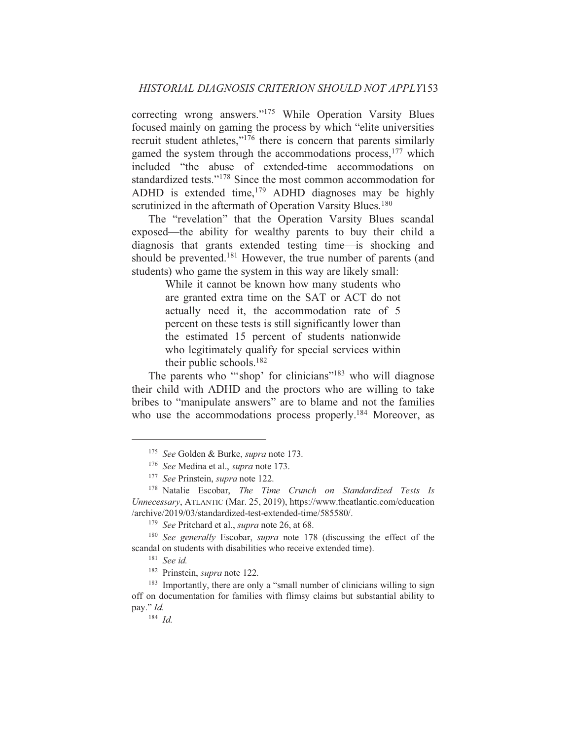correcting wrong answers."[175] While Operation Varsity Blues focused mainly on gaming the process by which "elite universities recruit student athletes,"[176] there is concern that parents similarly gamed the system through the accommodations process,[177] which included "the abuse of extended-time accommodations on standardized tests."[178] Since the most common accommodation for ADHD is extended time,[179] ADHD diagnoses may be highly scrutinized in the aftermath of Operation Varsity Blues.[180]

The "revelation" that the Operation Varsity Blues scandal exposed—the ability for wealthy parents to buy their child a diagnosis that grants extended testing time—is shocking and should be prevented.[181] However, the true number of parents (and students) who game the system in this way are likely small:

> While it cannot be known how many students who are granted extra time on the SAT or ACT do not actually need it, the accommodation rate of 5 percent on these tests is still significantly lower than the estimated 15 percent of students nationwide who legitimately qualify for special services within their public schools.[182]

The parents who "'shop' for clinicians"[183] who will diagnose their child with ADHD and the proctors who are willing to take bribes to "manipulate answers" are to blame and not the families who use the accommodations process properly.[184] Moreover, as

---

[175] *See* Golden & Burke, *supra* note 173.

[176] *See* Medina et al., *supra* note 173.

[177] *See* Prinstein, *supra* note 122.

[178] Natalie Escobar, *The Time Crunch on Standardized Tests Is Unnecessary*, ATLANTIC (Mar. 25, 2019), https://www.theatlantic.com/education/archive/2019/03/standardized-test-extended-time/585580/.

[179] *See* Pritchard et al., *supra* note 26, at 68.

[180] *See generally* Escobar, *supra* note 178 (discussing the effect of the scandal on students with disabilities who receive extended time).

[181] *See id.*

[182] Prinstein, *supra* note 122.

[183] Importantly, there are only a "small number of clinicians willing to sign off on documentation for families with flimsy claims but substantial ability to pay." *Id.*

[184] *Id.*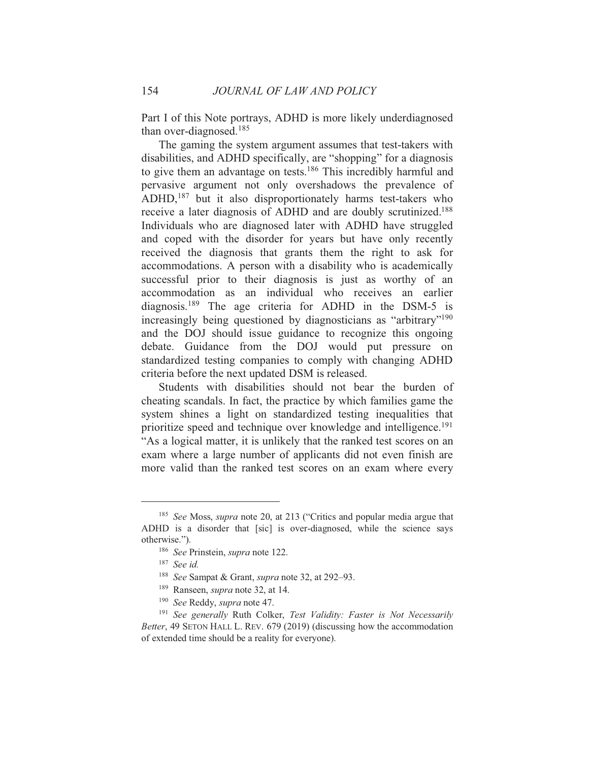Part I of this Note portrays, ADHD is more likely underdiagnosed than over-diagnosed.[185]

The gaming the system argument assumes that test-takers with disabilities, and ADHD specifically, are "shopping" for a diagnosis to give them an advantage on tests.[186] This incredibly harmful and pervasive argument not only overshadows the prevalence of ADHD,[187] but it also disproportionately harms test-takers who receive a later diagnosis of ADHD and are doubly scrutinized.[188] Individuals who are diagnosed later with ADHD have struggled and coped with the disorder for years but have only recently received the diagnosis that grants them the right to ask for accommodations. A person with a disability who is academically successful prior to their diagnosis is just as worthy of an accommodation as an individual who receives an earlier diagnosis.[189] The age criteria for ADHD in the DSM-5 is increasingly being questioned by diagnosticians as "arbitrary"[190] and the DOJ should issue guidance to recognize this ongoing debate. Guidance from the DOJ would put pressure on standardized testing companies to comply with changing ADHD criteria before the next updated DSM is released.

Students with disabilities should not bear the burden of cheating scandals. In fact, the practice by which families game the system shines a light on standardized testing inequalities that prioritize speed and technique over knowledge and intelligence.[191] "As a logical matter, it is unlikely that the ranked test scores on an exam where a large number of applicants did not even finish are more valid than the ranked test scores on an exam where every

---

[185] *See* Moss, *supra* note 20, at 213 ("Critics and popular media argue that ADHD is a disorder that [sic] is over-diagnosed, while the science says otherwise.").

[186] *See* Prinstein, *supra* note 122.

[187] *See id.*

[188] *See* Sampat & Grant, *supra* note 32, at 292–93.

[189] Ranseen, *supra* note 32, at 14.

[190] *See* Reddy, *supra* note 47.

[191] *See generally* Ruth Colker, *Test Validity: Faster is Not Necessarily Better*, 49 SETON HALL L. REV. 679 (2019) (discussing how the accommodation of extended time should be a reality for everyone).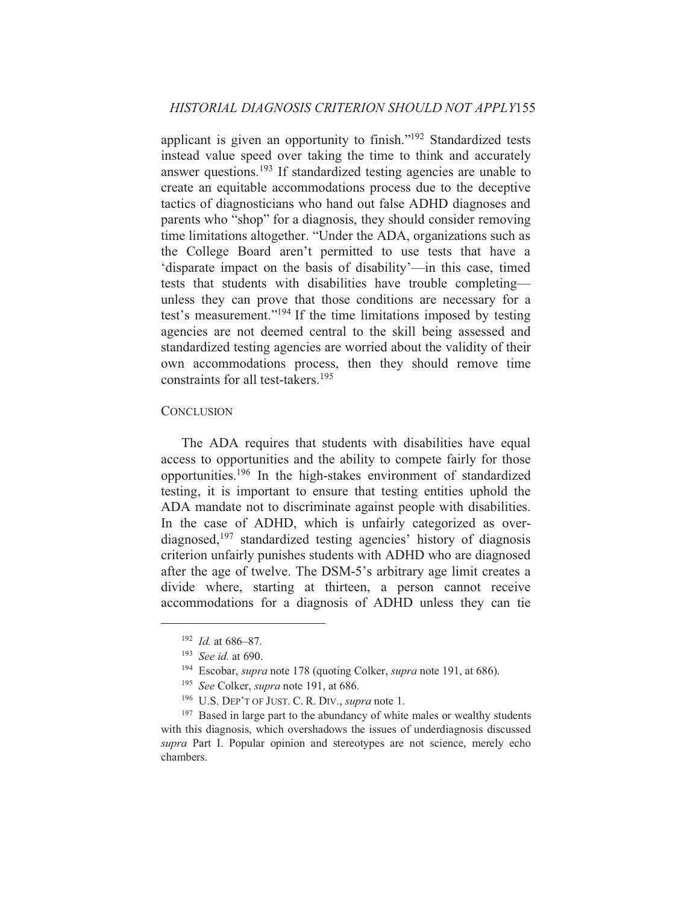applicant is given an opportunity to finish."[192] Standardized tests instead value speed over taking the time to think and accurately answer questions.[193] If standardized testing agencies are unable to create an equitable accommodations process due to the deceptive tactics of diagnosticians who hand out false ADHD diagnoses and parents who "shop" for a diagnosis, they should consider removing time limitations altogether. "Under the ADA, organizations such as the College Board aren't permitted to use tests that have a 'disparate impact on the basis of disability'—in this case, timed tests that students with disabilities have trouble completing—unless they can prove that those conditions are necessary for a test's measurement."[194] If the time limitations imposed by testing agencies are not deemed central to the skill being assessed and standardized testing agencies are worried about the validity of their own accommodations process, then they should remove time constraints for all test-takers.[195]

## CONCLUSION

The ADA requires that students with disabilities have equal access to opportunities and the ability to compete fairly for those opportunities.[196] In the high-stakes environment of standardized testing, it is important to ensure that testing entities uphold the ADA mandate not to discriminate against people with disabilities. In the case of ADHD, which is unfairly categorized as over-diagnosed,[197] standardized testing agencies' history of diagnosis criterion unfairly punishes students with ADHD who are diagnosed after the age of twelve. The DSM-5's arbitrary age limit creates a divide where, starting at thirteen, a person cannot receive accommodations for a diagnosis of ADHD unless they can tie

---

[192] *Id.* at 686–87.

[193] *See id.* at 690.

[194] Escobar, *supra* note 178 (quoting Colker, *supra* note 191, at 686).

[195] *See* Colker, *supra* note 191, at 686.

[196] U.S. DEP'T OF JUST. C. R. DIV., *supra* note 1.

[197] Based in large part to the abundancy of white males or wealthy students with this diagnosis, which overshadows the issues of underdiagnosis discussed *supra* Part I. Popular opinion and stereotypes are not science, merely echo chambers.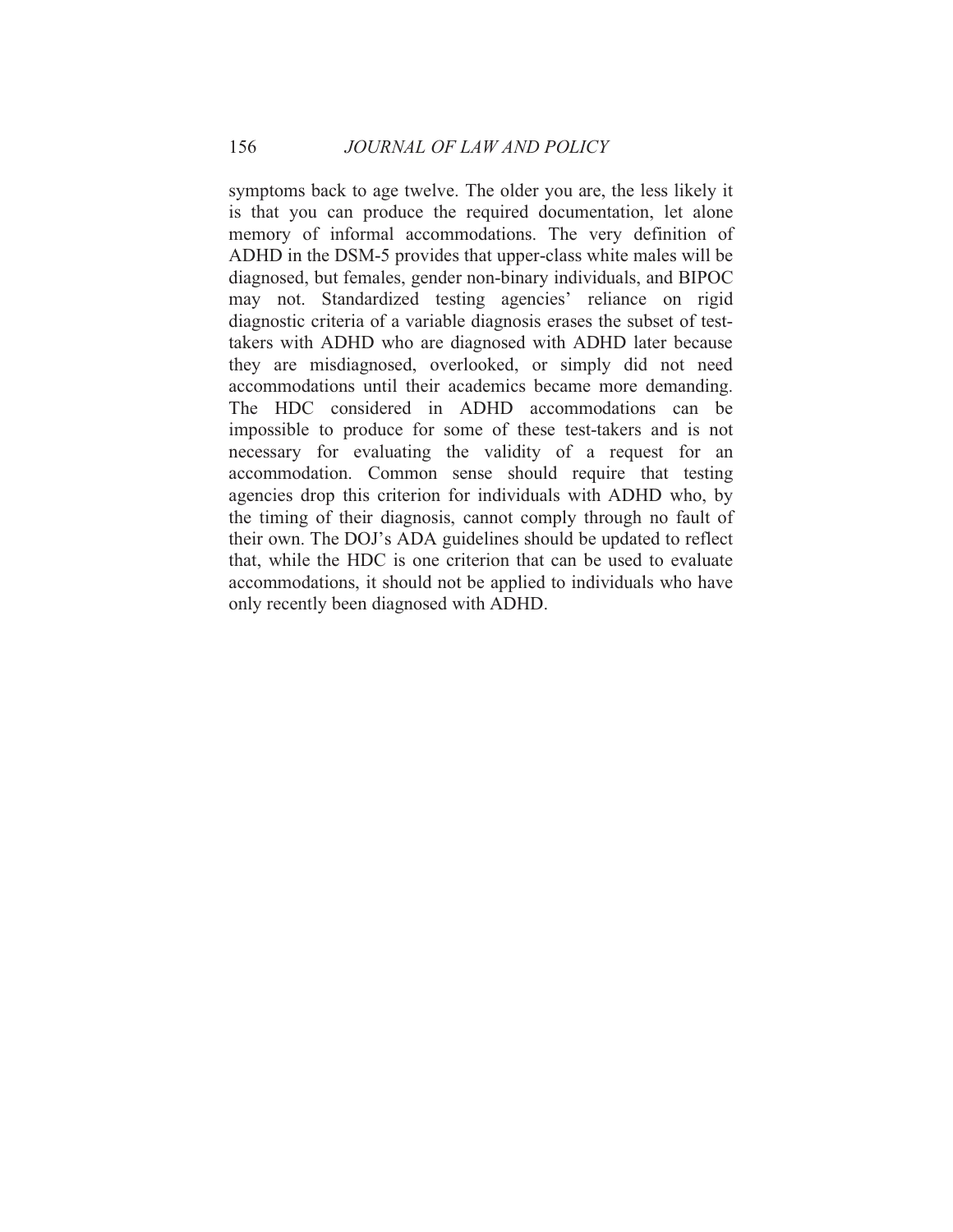symptoms back to age twelve. The older you are, the less likely it is that you can produce the required documentation, let alone memory of informal accommodations. The very definition of ADHD in the DSM-5 provides that upper-class white males will be diagnosed, but females, gender non-binary individuals, and BIPOC may not. Standardized testing agencies' reliance on rigid diagnostic criteria of a variable diagnosis erases the subset of test-takers with ADHD who are diagnosed with ADHD later because they are misdiagnosed, overlooked, or simply did not need accommodations until their academics became more demanding. The HDC considered in ADHD accommodations can be impossible to produce for some of these test-takers and is not necessary for evaluating the validity of a request for an accommodation. Common sense should require that testing agencies drop this criterion for individuals with ADHD who, by the timing of their diagnosis, cannot comply through no fault of their own. The DOJ's ADA guidelines should be updated to reflect that, while the HDC is one criterion that can be used to evaluate accommodations, it should not be applied to individuals who have only recently been diagnosed with ADHD.